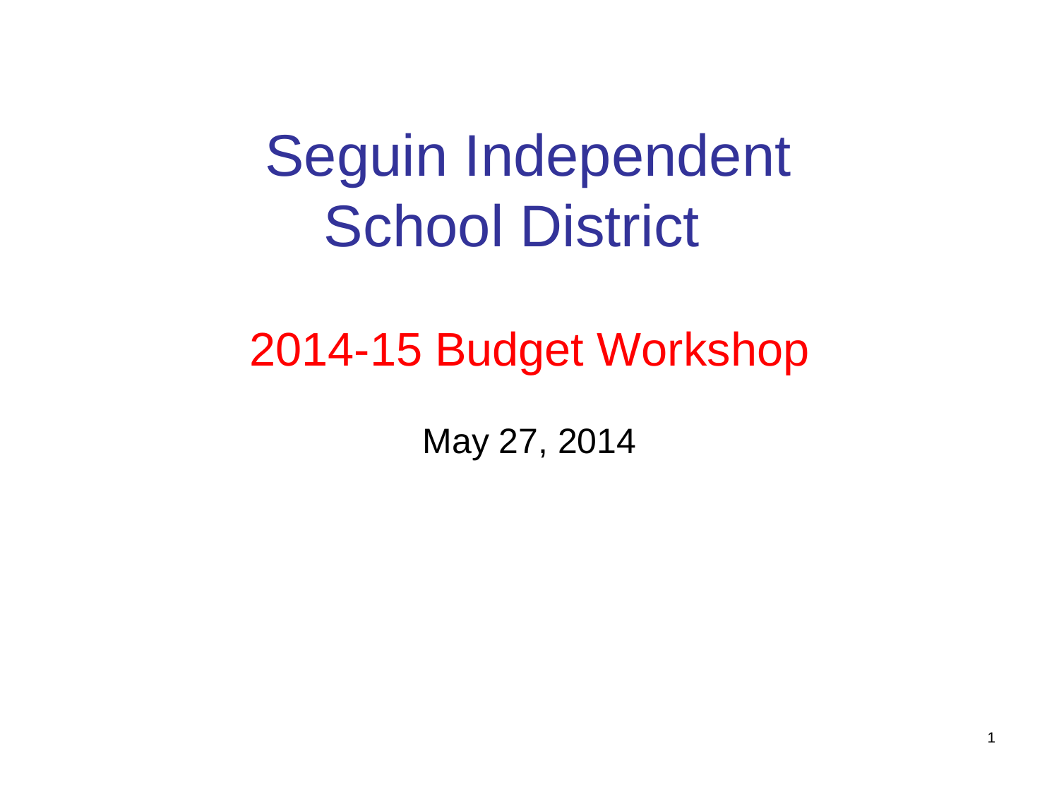# Seguin Independent School District

## 2014-15 Budget Workshop

May 27, 2014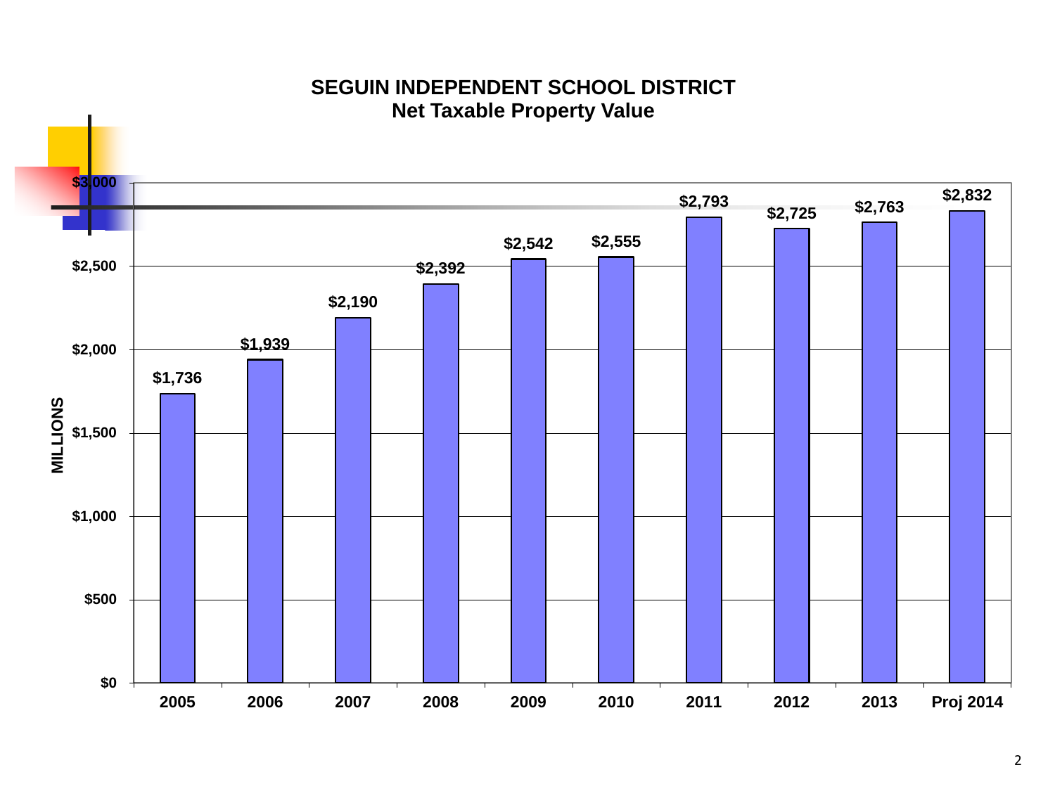# SEGUIN INDEPENDENT SCHOOL DISTRICT
## Net Taxable Property Value

| Year | Net Taxable Property Value (MILLIONS) |
| --- | --- |
| 2005 | $1,736 |
| 2006 | $1,939 |
| 2007 | $2,190 |
| 2008 | $2,392 |
| 2009 | $2,542 |
| 2010 | $2,555 |
| 2011 | $2,793 |
| 2012 | $2,725 |
| 2013 | $2,763 |
| Proj 2014 | $2,832 |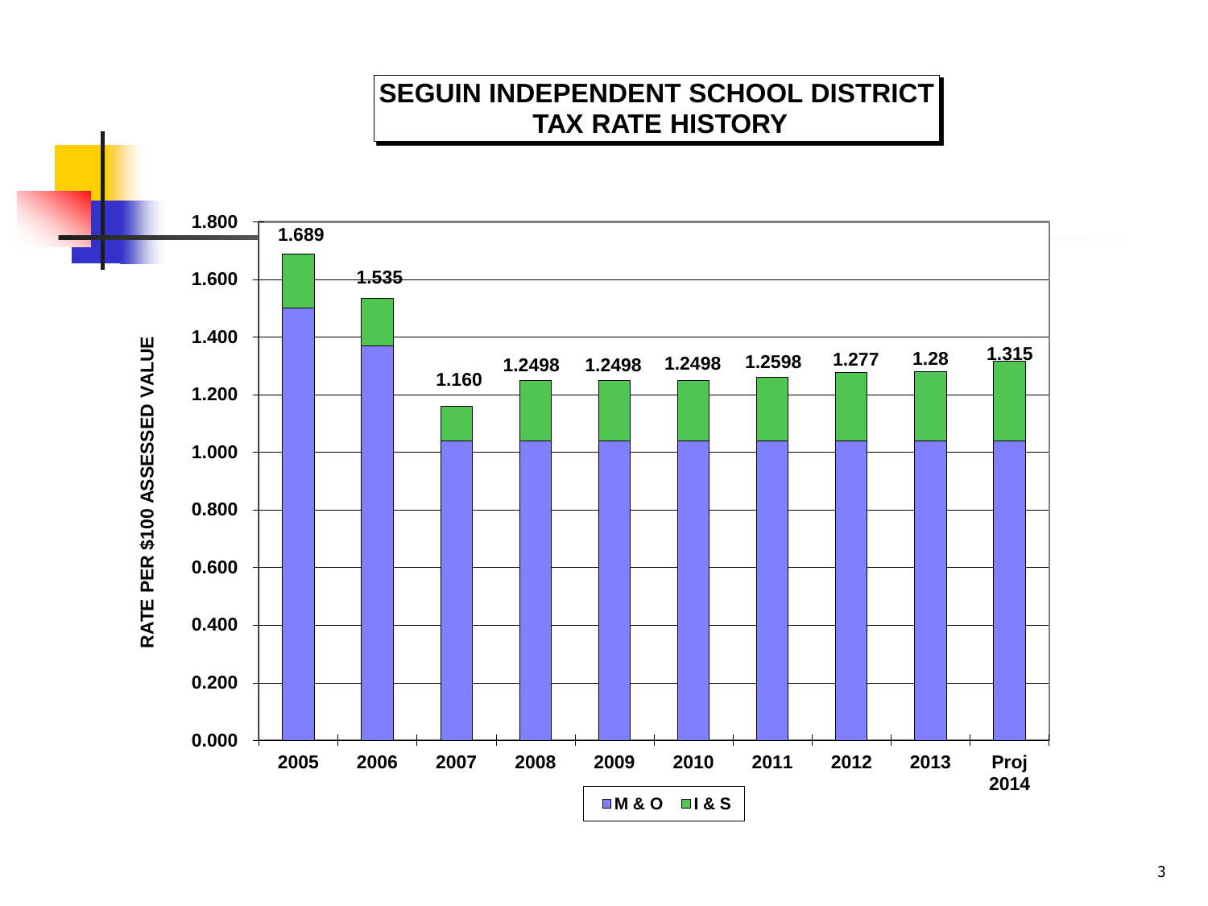# SEGUIN INDEPENDENT SCHOOL DISTRICT
# TAX RATE HISTORY

| Year | Total Rate |
| --- | --- |
| 2005 | 1.689 |
| 2006 | 1.535 |
| 2007 | 1.160 |
| 2008 | 1.2498 |
| 2009 | 1.2498 |
| 2010 | 1.2498 |
| 2011 | 1.2598 |
| 2012 | 1.277 |
| 2013 | 1.28 |
| Proj 2014 | 1.315 |

RATE PER $100 ASSESSED VALUE

M & O, I & S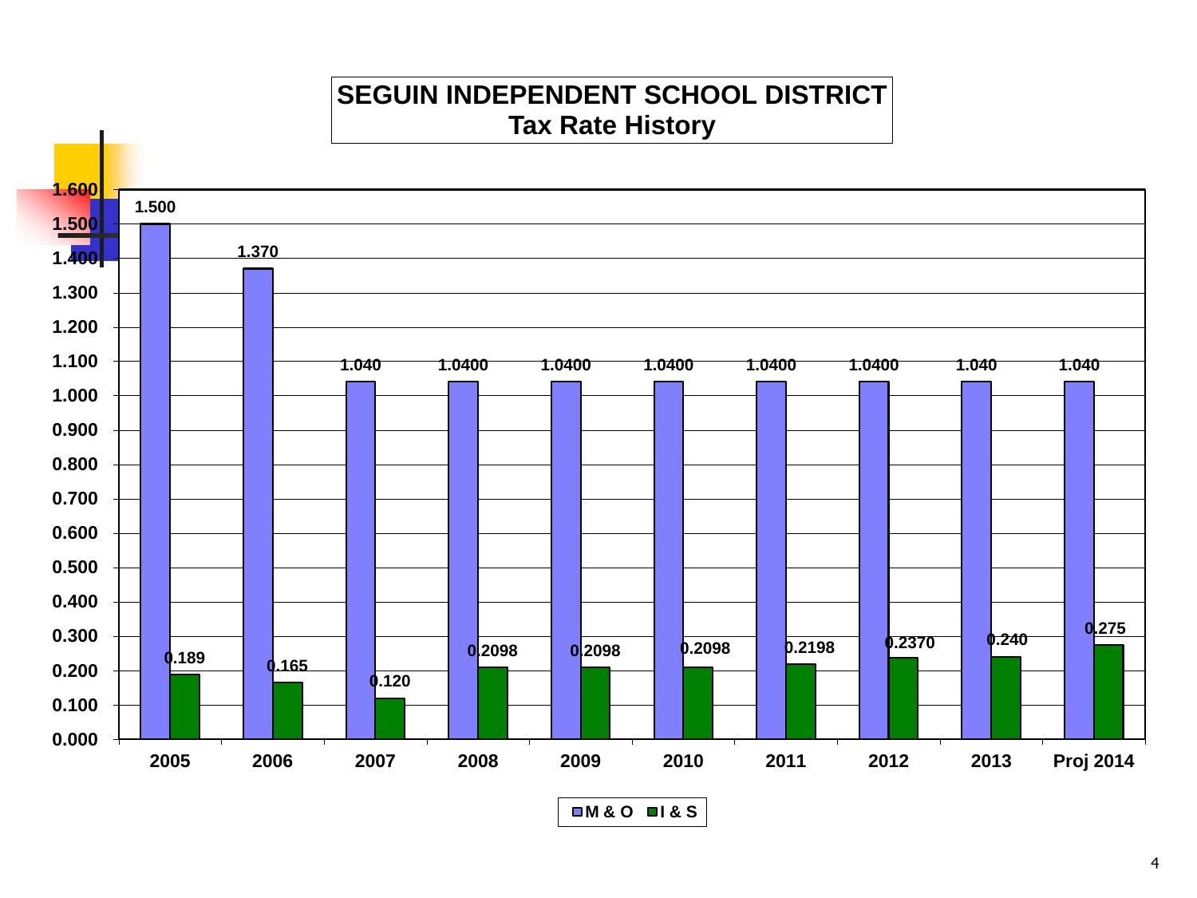# SEGUIN INDEPENDENT SCHOOL DISTRICT
## Tax Rate History

| Year | M & O | I & S |
|---|---|---|
| 2005 | 1.500 | 0.189 |
| 2006 | 1.370 | 0.165 |
| 2007 | 1.040 | 0.120 |
| 2008 | 1.0400 | 0.2098 |
| 2009 | 1.0400 | 0.2098 |
| 2010 | 1.0400 | 0.2098 |
| 2011 | 1.0400 | 0.2198 |
| 2012 | 1.0400 | 0.2370 |
| 2013 | 1.040 | 0.240 |
| Proj 2014 | 1.040 | 0.275 |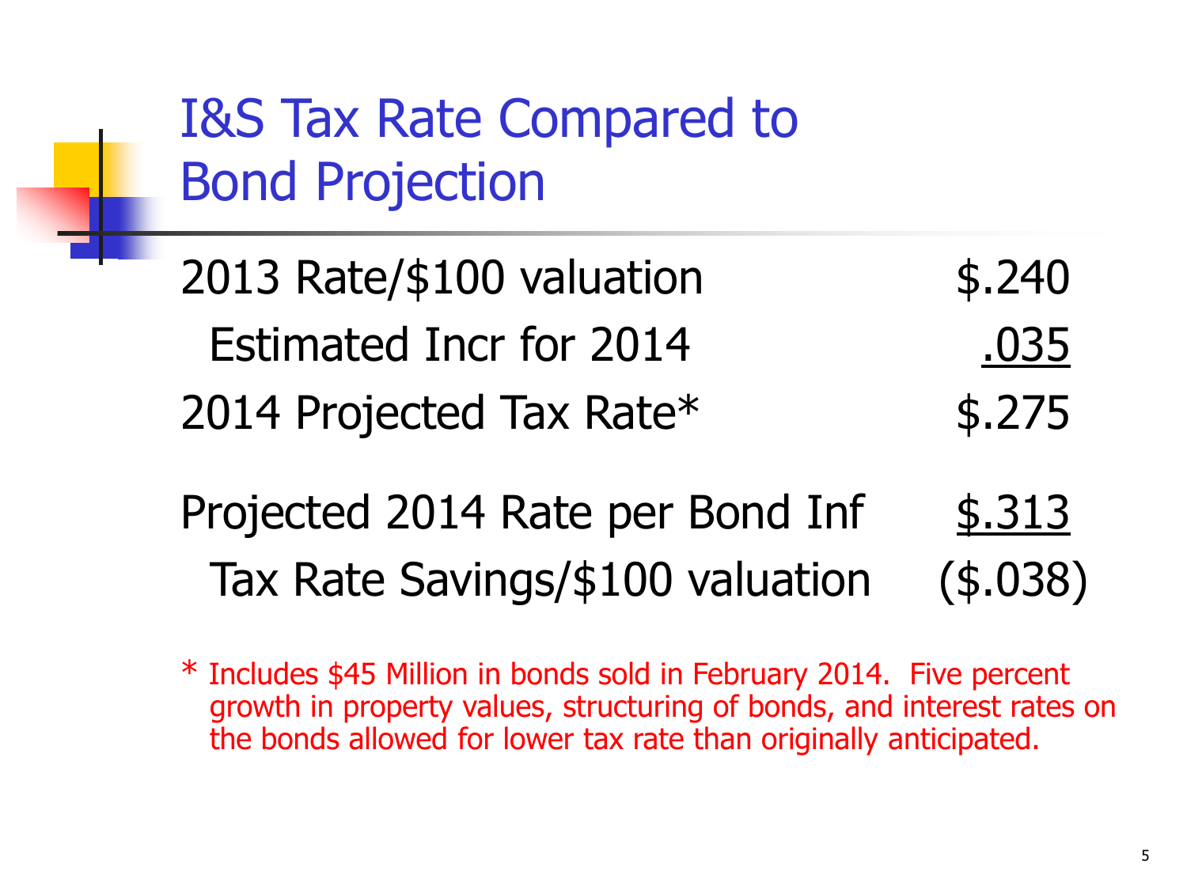# I&S Tax Rate Compared to Bond Projection

| | |
|---|---|
| 2013 Rate/$100 valuation | $.240 |
| Estimated Incr for 2014 | .035 |
| 2014 Projected Tax Rate* | $.275 |
| Projected 2014 Rate per Bond Inf | $.313 |
| Tax Rate Savings/$100 valuation | ($.038) |

* Includes $45 Million in bonds sold in February 2014. Five percent growth in property values, structuring of bonds, and interest rates on the bonds allowed for lower tax rate than originally anticipated.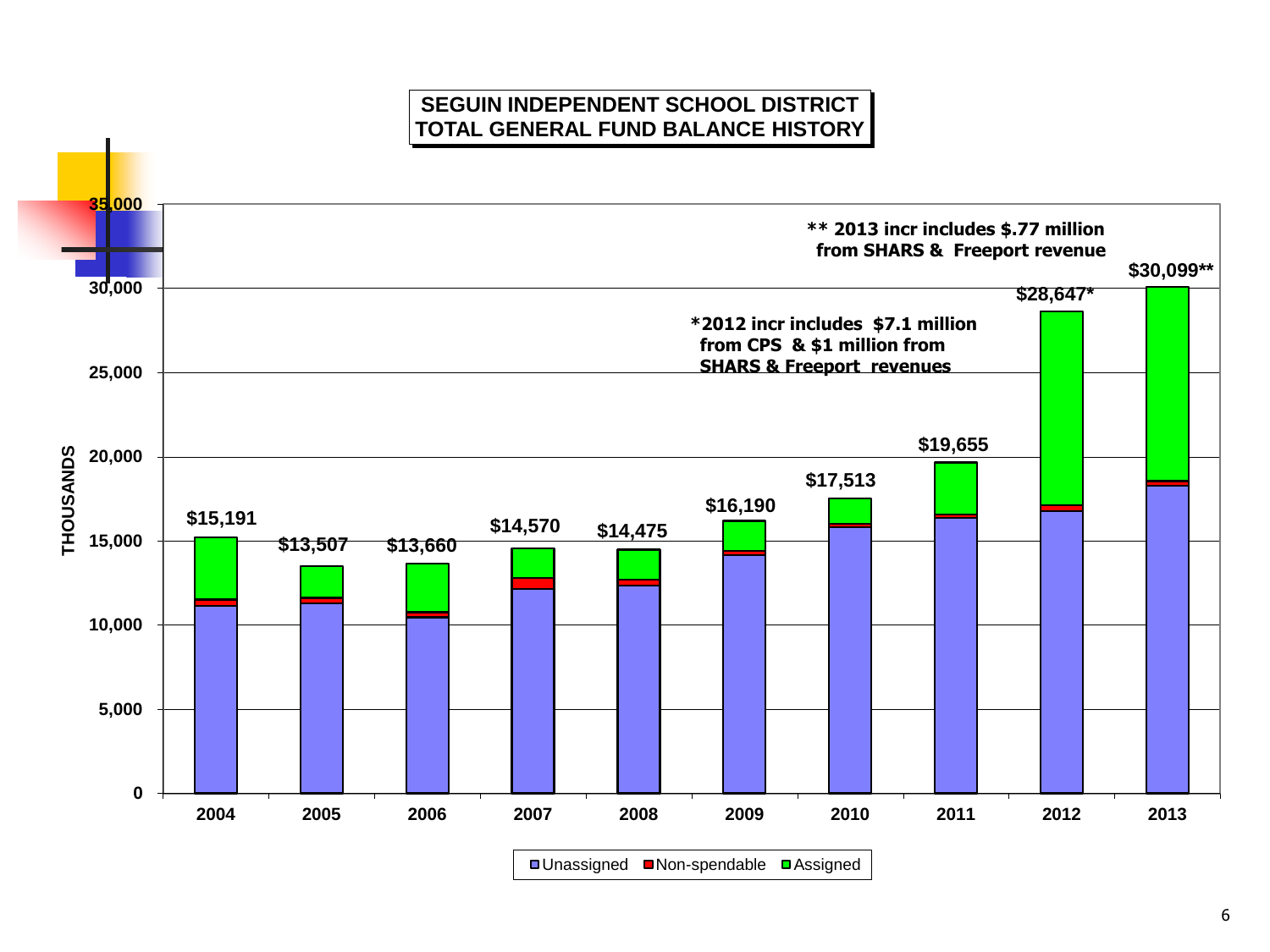# SEGUIN INDEPENDENT SCHOOL DISTRICT
# TOTAL GENERAL FUND BALANCE HISTORY

THOUSANDS

| Year | Total |
| --- | --- |
| 2004 | $15,191 |
| 2005 | $13,507 |
| 2006 | $13,660 |
| 2007 | $14,570 |
| 2008 | $14,475 |
| 2009 | $16,190 |
| 2010 | $17,513 |
| 2011 | $19,655 |
| 2012 | $28,647* |
| 2013 | $30,099** |

*2012 incr includes $7.1 million from CPS & $1 million from SHARS & Freeport revenues

** 2013 incr includes $.77 million from SHARS & Freeport revenue

Legend: Unassigned, Non-spendable, Assigned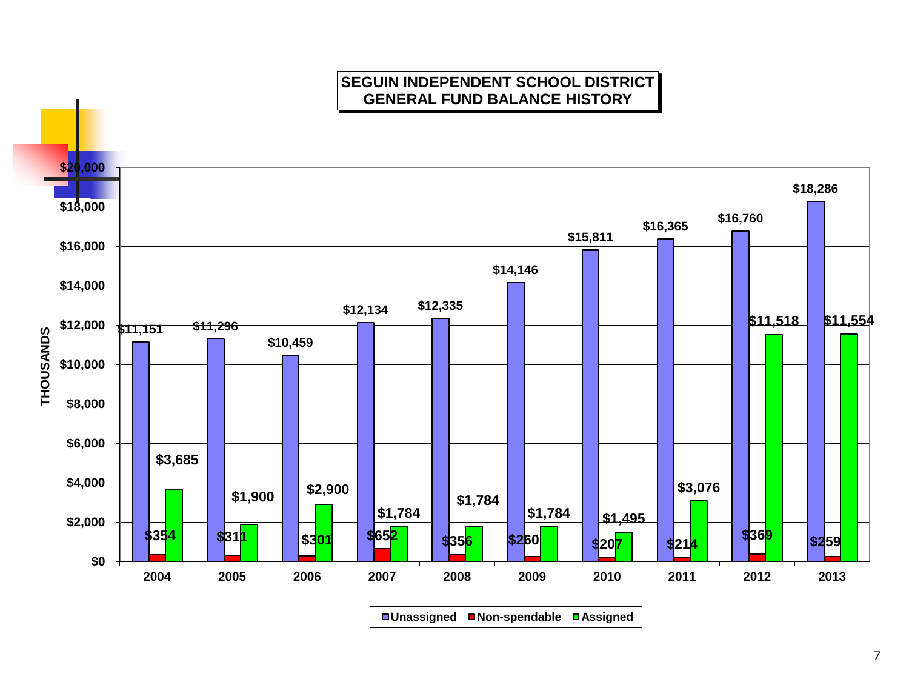# SEGUIN INDEPENDENT SCHOOL DISTRICT
## GENERAL FUND BALANCE HISTORY

(THOUSANDS)

| Year | Unassigned | Non-spendable | Assigned |
|---|---|---|---|
| 2004 | $11,151 | $354 | $3,685 |
| 2005 | $11,296 | $311 | $1,900 |
| 2006 | $10,459 | $301 | $2,900 |
| 2007 | $12,134 | $652 | $1,784 |
| 2008 | $12,335 | $356 | $1,784 |
| 2009 | $14,146 | $260 | $1,784 |
| 2010 | $15,811 | $207 | $1,495 |
| 2011 | $16,365 | $214 | $3,076 |
| 2012 | $16,760 | $369 | $11,518 |
| 2013 | $18,286 | $259 | $11,554 |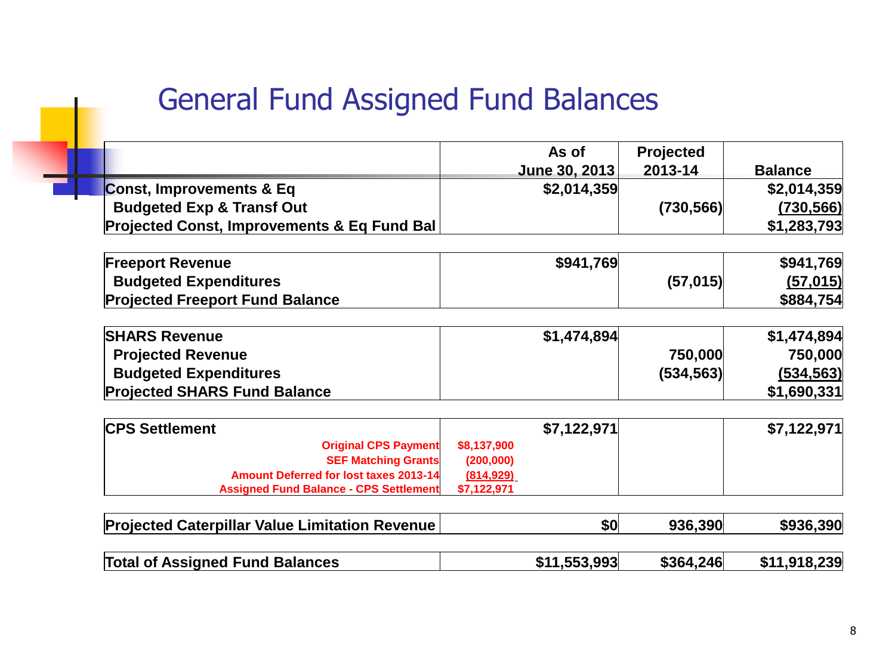# General Fund Assigned Fund Balances

| | As of June 30, 2013 | Projected 2013-14 | Balance |
|---|---|---|---|
| **Const, Improvements & Eq** | **$2,014,359** | | **$2,014,359** |
| **Budgeted Exp & Transf Out** | | **(730,566)** | **(730,566)** |
| **Projected Const, Improvements & Eq Fund Bal** | | | **$1,283,793** |
| | | | |
| **Freeport Revenue** | **$941,769** | | **$941,769** |
| **Budgeted Expenditures** | | **(57,015)** | **(57,015)** |
| **Projected Freeport Fund Balance** | | | **$884,754** |
| | | | |
| **SHARS Revenue** | **$1,474,894** | | **$1,474,894** |
| **Projected Revenue** | | **750,000** | **750,000** |
| **Budgeted Expenditures** | | **(534,563)** | **(534,563)** |
| **Projected SHARS Fund Balance** | | | **$1,690,331** |
| | | | |
| **CPS Settlement** | **$7,122,971** | | **$7,122,971** |
| Original CPS Payment | $8,137,900 | | |
| SEF Matching Grants | (200,000) | | |
| Amount Deferred for lost taxes 2013-14 | (814,929) | | |
| Assigned Fund Balance - CPS Settlement | $7,122,971 | | |
| | | | |
| **Projected Caterpillar Value Limitation Revenue** | **$0** | **936,390** | **$936,390** |
| | | | |
| **Total of Assigned Fund Balances** | **$11,553,993** | **$364,246** | **$11,918,239** |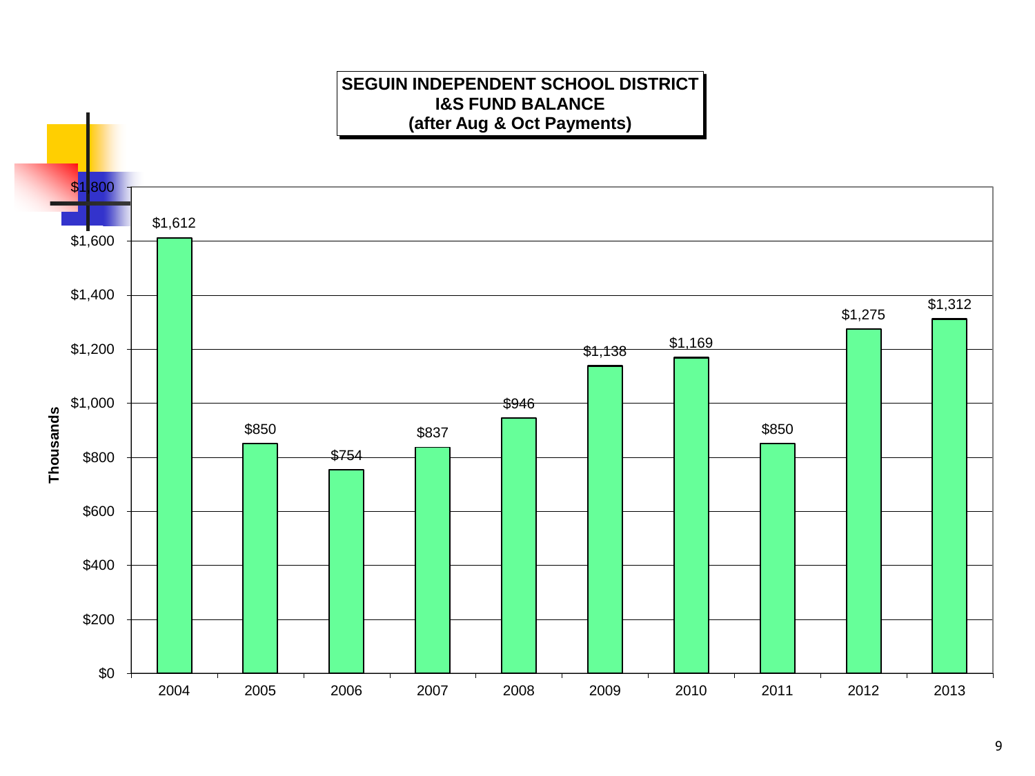**SEGUIN INDEPENDENT SCHOOL DISTRICT**
**I&S FUND BALANCE**
**(after Aug & Oct Payments)**

| Year | Fund Balance (Thousands) |
|---|---|
| 2004 | $1,612 |
| 2005 | $850 |
| 2006 | $754 |
| 2007 | $837 |
| 2008 | $946 |
| 2009 | $1,138 |
| 2010 | $1,169 |
| 2011 | $850 |
| 2012 | $1,275 |
| 2013 | $1,312 |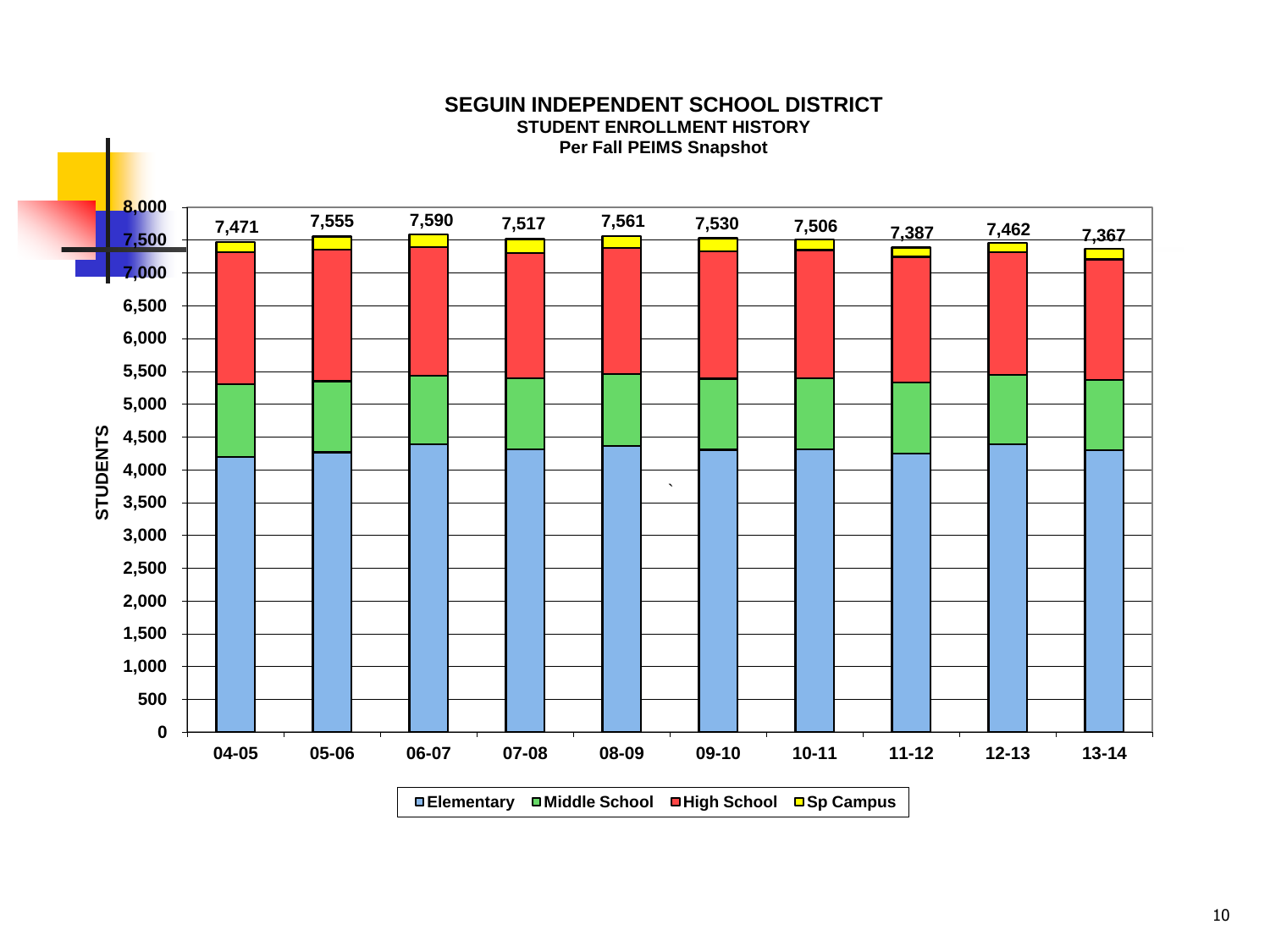# SEGUIN INDEPENDENT SCHOOL DISTRICT

**STUDENT ENROLLMENT HISTORY**

**Per Fall PEIMS Snapshot**

| Year | Total Students |
|---|---|
| 04-05 | 7,471 |
| 05-06 | 7,555 |
| 06-07 | 7,590 |
| 07-08 | 7,517 |
| 08-09 | 7,561 |
| 09-10 | 7,530 |
| 10-11 | 7,506 |
| 11-12 | 7,387 |
| 12-13 | 7,462 |
| 13-14 | 7,367 |

Legend: Elementary, Middle School, High School, Sp Campus

Y-axis: STUDENTS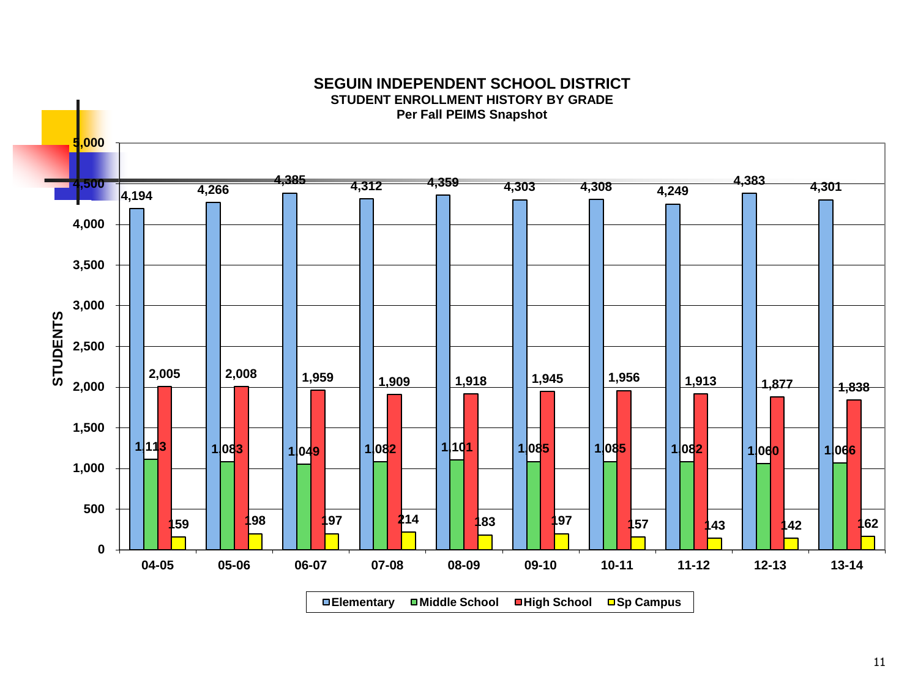# SEGUIN INDEPENDENT SCHOOL DISTRICT

## STUDENT ENROLLMENT HISTORY BY GRADE

**Per Fall PEIMS Snapshot**

| Year | Elementary | Middle School | High School | Sp Campus |
|---|---|---|---|---|
| 04-05 | 4,194 | 1,113 | 2,005 | 159 |
| 05-06 | 4,266 | 1,083 | 2,008 | 198 |
| 06-07 | 4,385 | 1,049 | 1,959 | 197 |
| 07-08 | 4,312 | 1,082 | 1,909 | 214 |
| 08-09 | 4,359 | 1,101 | 1,918 | 183 |
| 09-10 | 4,303 | 1,085 | 1,945 | 197 |
| 10-11 | 4,308 | 1,085 | 1,956 | 157 |
| 11-12 | 4,249 | 1,082 | 1,913 | 143 |
| 12-13 | 4,383 | 1,060 | 1,877 | 142 |
| 13-14 | 4,301 | 1,066 | 1,838 | 162 |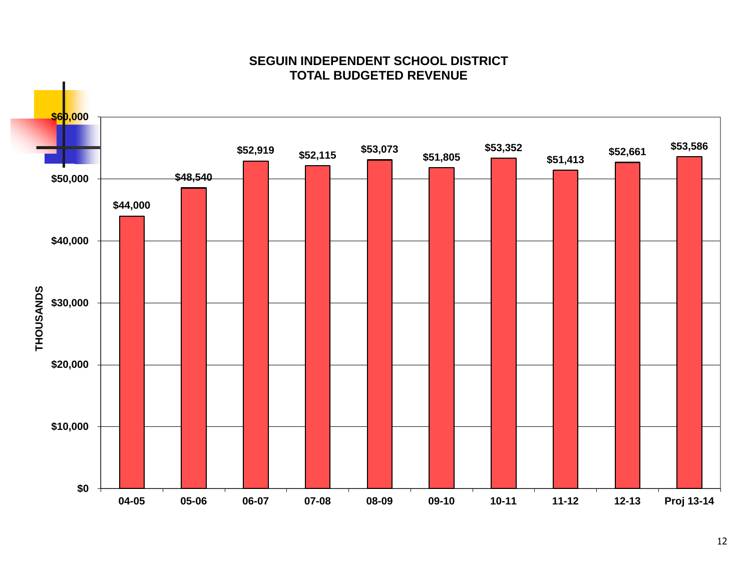# SEGUIN INDEPENDENT SCHOOL DISTRICT
## TOTAL BUDGETED REVENUE

(THOUSANDS)

| Year | Revenue |
| --- | --- |
| 04-05 | $44,000 |
| 05-06 | $48,540 |
| 06-07 | $52,919 |
| 07-08 | $52,115 |
| 08-09 | $53,073 |
| 09-10 | $51,805 |
| 10-11 | $53,352 |
| 11-12 | $51,413 |
| 12-13 | $52,661 |
| Proj 13-14 | $53,586 |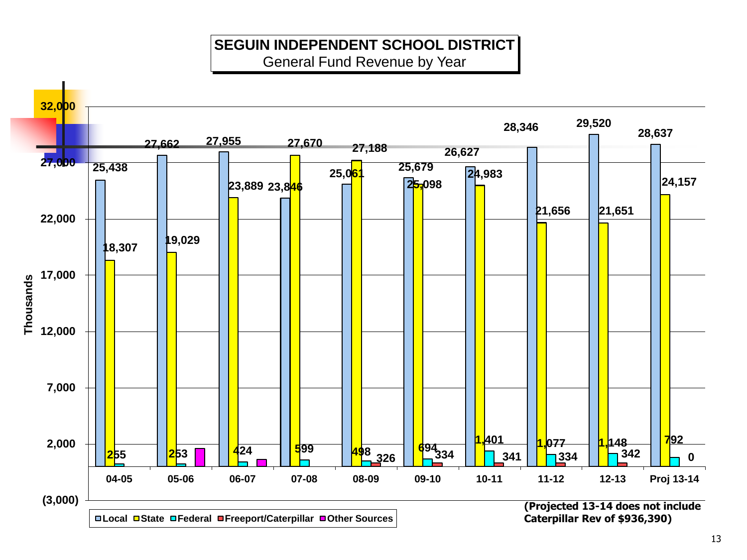## SEGUIN INDEPENDENT SCHOOL DISTRICT

General Fund Revenue by Year

(Thousands)

| Year | Local | State | Federal | Freeport/Caterpillar | Other Sources |
|---|---|---|---|---|---|
| 04-05 | 25,438 | 18,307 | 255 | | |
| 05-06 | 27,662 | 19,029 | 253 | | |
| 06-07 | 27,955 | 23,889 | 424 | | |
| 07-08 | 23,846 | 27,670 | 599 | | |
| 08-09 | 25,061 | 27,188 | 498 | 326 | |
| 09-10 | 25,679 | 25,098 | 694 | 334 | |
| 10-11 | 26,627 | 24,983 | 1,401 | 341 | |
| 11-12 | 28,346 | 21,656 | 1,077 | 334 | |
| 12-13 | 29,520 | 21,651 | 1,148 | 342 | |
| Proj 13-14 | 28,637 | 24,157 | 792 | 0 | |

**(Projected 13-14 does not include Caterpillar Rev of $936,390)**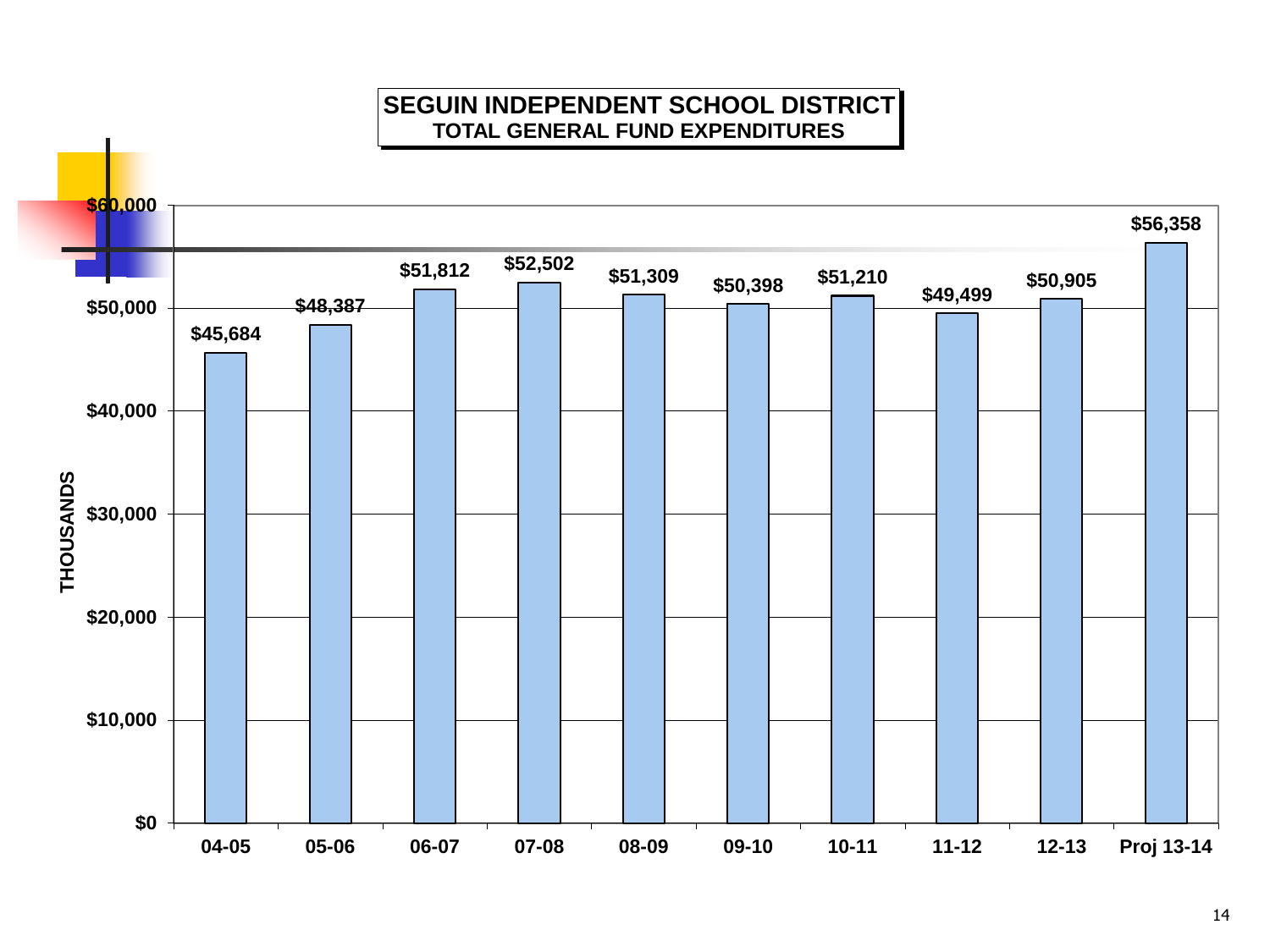# SEGUIN INDEPENDENT SCHOOL DISTRICT
## TOTAL GENERAL FUND EXPENDITURES

THOUSANDS

| Year | Expenditures |
|---|---|
| 04-05 | $45,684 |
| 05-06 | $48,387 |
| 06-07 | $51,812 |
| 07-08 | $52,502 |
| 08-09 | $51,309 |
| 09-10 | $50,398 |
| 10-11 | $51,210 |
| 11-12 | $49,499 |
| 12-13 | $50,905 |
| Proj 13-14 | $56,358 |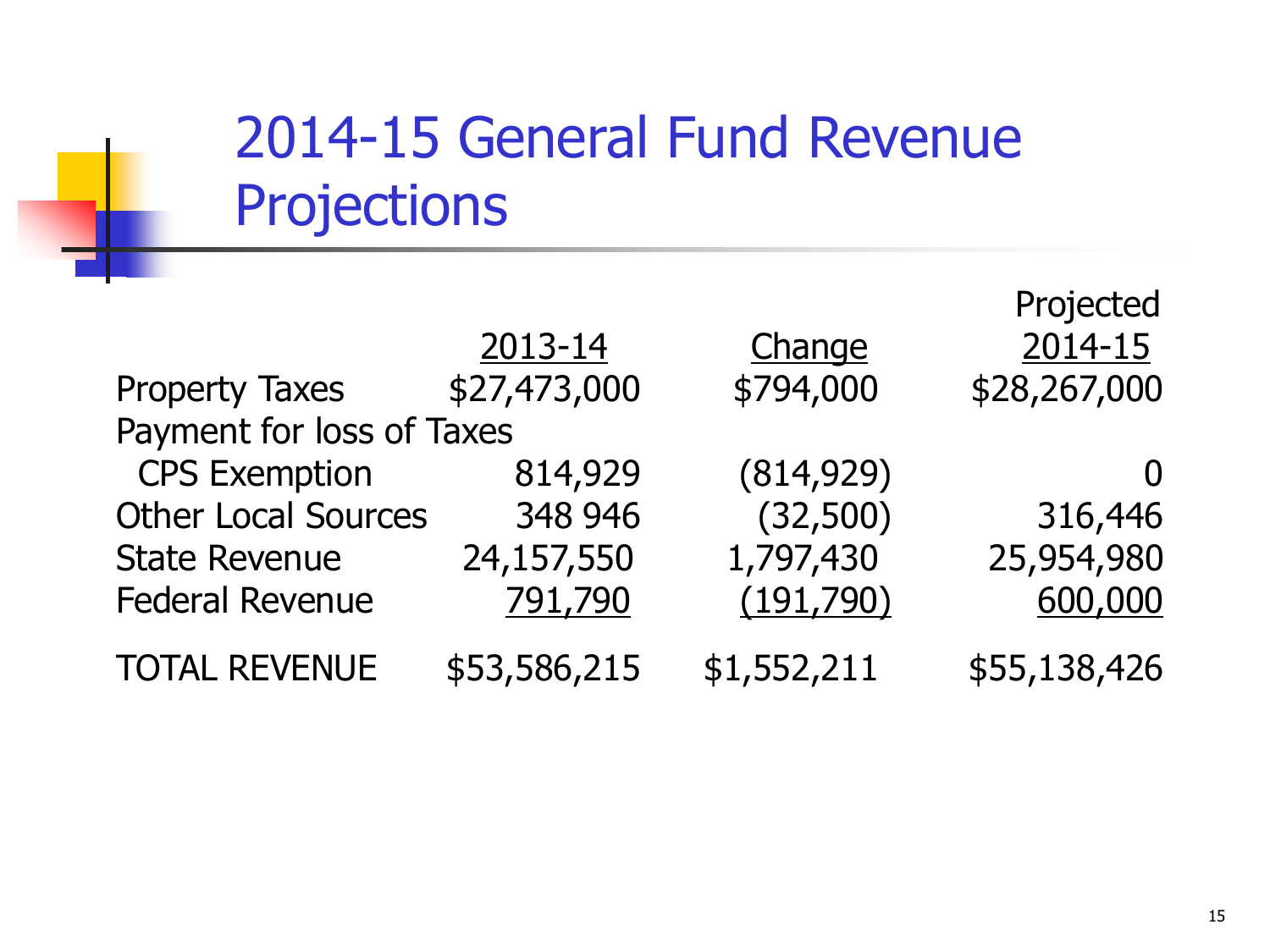# 2014-15 General Fund Revenue Projections

| | 2013-14 | Change | Projected 2014-15 |
|---|---|---|---|
| Property Taxes | $27,473,000 | $794,000 | $28,267,000 |
| Payment for loss of Taxes | | | |
| CPS Exemption | 814,929 | (814,929) | 0 |
| Other Local Sources | 348 946 | (32,500) | 316,446 |
| State Revenue | 24,157,550 | 1,797,430 | 25,954,980 |
| Federal Revenue | 791,790 | (191,790) | 600,000 |
| TOTAL REVENUE | $53,586,215 | $1,552,211 | $55,138,426 |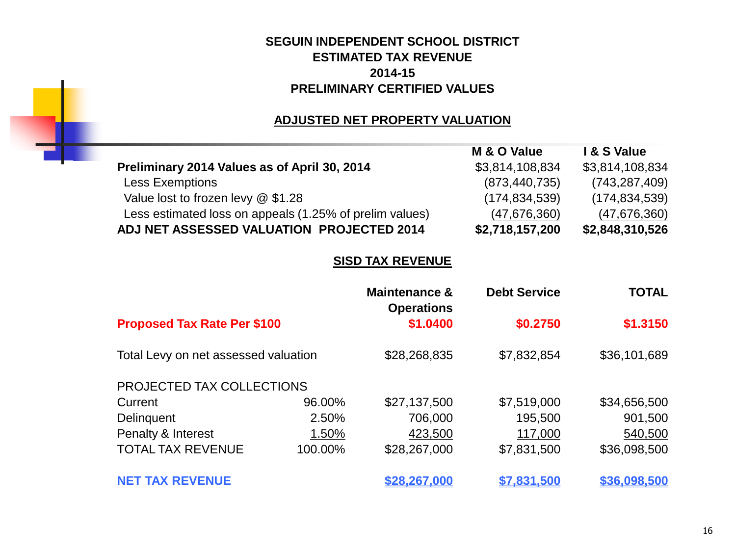# SEGUIN INDEPENDENT SCHOOL DISTRICT
## ESTIMATED TAX REVENUE
## 2014-15
## PRELIMINARY CERTIFIED VALUES

### ADJUSTED NET PROPERTY VALUATION

| | M & O Value | I & S Value |
|---|---|---|
| **Preliminary 2014 Values as of April 30, 2014** | $3,814,108,834 | $3,814,108,834 |
| Less Exemptions | (873,440,735) | (743,287,409) |
| Value lost to frozen levy @ $1.28 | (174,834,539) | (174,834,539) |
| Less estimated loss on appeals (1.25% of prelim values) | (47,676,360) | (47,676,360) |
| **ADJ NET ASSESSED VALUATION PROJECTED 2014** | **$2,718,157,200** | **$2,848,310,526** |

### SISD TAX REVENUE

| | | Maintenance & Operations | Debt Service | TOTAL |
|---|---|---|---|---|
| **Proposed Tax Rate Per $100** | | **$1.0400** | **$0.2750** | **$1.3150** |
| Total Levy on net assessed valuation | | $28,268,835 | $7,832,854 | $36,101,689 |
| PROJECTED TAX COLLECTIONS | | | | |
| Current | 96.00% | $27,137,500 | $7,519,000 | $34,656,500 |
| Delinquent | 2.50% | 706,000 | 195,500 | 901,500 |
| Penalty & Interest | 1.50% | 423,500 | 117,000 | 540,500 |
| TOTAL TAX REVENUE | 100.00% | $28,267,000 | $7,831,500 | $36,098,500 |
| **NET TAX REVENUE** | | **$28,267,000** | **$7,831,500** | **$36,098,500** |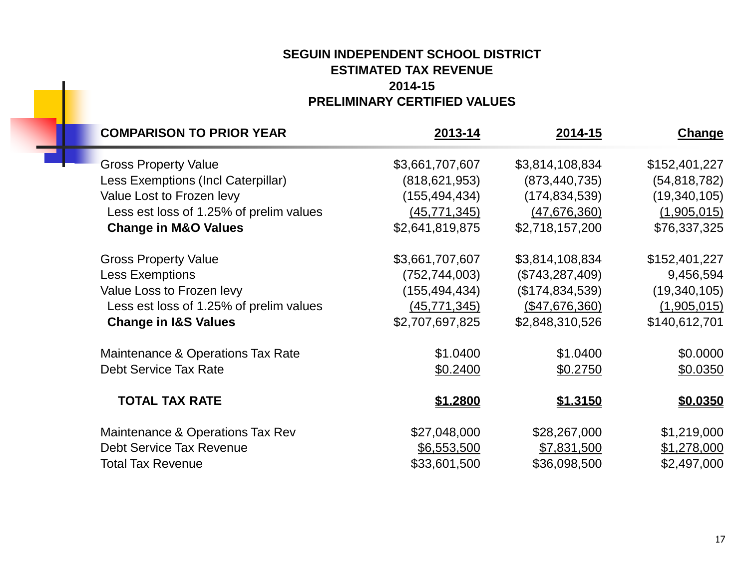**SEGUIN INDEPENDENT SCHOOL DISTRICT**
**ESTIMATED TAX REVENUE**
**2014-15**
**PRELIMINARY CERTIFIED VALUES**

| **COMPARISON TO PRIOR YEAR** | **2013-14** | **2014-15** | **Change** |
|---|---|---|---|
| Gross Property Value | $3,661,707,607 | $3,814,108,834 | $152,401,227 |
| Less Exemptions (Incl Caterpillar) | (818,621,953) | (873,440,735) | (54,818,782) |
| Value Lost to Frozen levy | (155,494,434) | (174,834,539) | (19,340,105) |
| Less est loss of 1.25% of prelim values | (45,771,345) | (47,676,360) | (1,905,015) |
| **Change in M&O Values** | $2,641,819,875 | $2,718,157,200 | $76,337,325 |
| | | | |
| Gross Property Value | $3,661,707,607 | $3,814,108,834 | $152,401,227 |
| Less Exemptions | (752,744,003) | ($743,287,409) | 9,456,594 |
| Value Loss to Frozen levy | (155,494,434) | ($174,834,539) | (19,340,105) |
| Less est loss of 1.25% of prelim values | (45,771,345) | ($47,676,360) | (1,905,015) |
| **Change in I&S Values** | $2,707,697,825 | $2,848,310,526 | $140,612,701 |
| | | | |
| Maintenance & Operations Tax Rate | $1.0400 | $1.0400 | $0.0000 |
| Debt Service Tax Rate | $0.2400 | $0.2750 | $0.0350 |
| | | | |
| **TOTAL TAX RATE** | **$1.2800** | **$1.3150** | **$0.0350** |
| | | | |
| Maintenance & Operations Tax Rev | $27,048,000 | $28,267,000 | $1,219,000 |
| Debt Service Tax Revenue | $6,553,500 | $7,831,500 | $1,278,000 |
| Total Tax Revenue | $33,601,500 | $36,098,500 | $2,497,000 |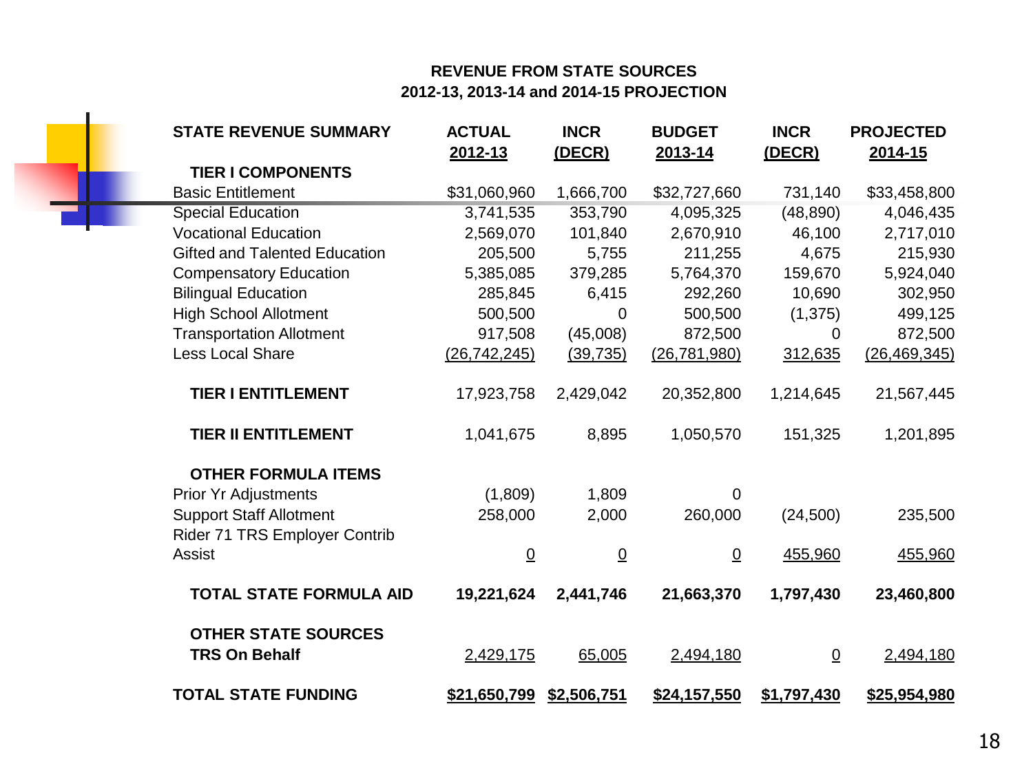## REVENUE FROM STATE SOURCES
## 2012-13, 2013-14 and 2014-15 PROJECTION

| STATE REVENUE SUMMARY | ACTUAL 2012-13 | INCR (DECR) | BUDGET 2013-14 | INCR (DECR) | PROJECTED 2014-15 |
|---|---|---|---|---|---|
| **TIER I COMPONENTS** | | | | | |
| Basic Entitlement | $31,060,960 | 1,666,700 | $32,727,660 | 731,140 | $33,458,800 |
| Special Education | 3,741,535 | 353,790 | 4,095,325 | (48,890) | 4,046,435 |
| Vocational Education | 2,569,070 | 101,840 | 2,670,910 | 46,100 | 2,717,010 |
| Gifted and Talented Education | 205,500 | 5,755 | 211,255 | 4,675 | 215,930 |
| Compensatory Education | 5,385,085 | 379,285 | 5,764,370 | 159,670 | 5,924,040 |
| Bilingual Education | 285,845 | 6,415 | 292,260 | 10,690 | 302,950 |
| High School Allotment | 500,500 | 0 | 500,500 | (1,375) | 499,125 |
| Transportation Allotment | 917,508 | (45,008) | 872,500 | 0 | 872,500 |
| Less Local Share | (26,742,245) | (39,735) | (26,781,980) | 312,635 | (26,469,345) |
| **TIER I ENTITLEMENT** | 17,923,758 | 2,429,042 | 20,352,800 | 1,214,645 | 21,567,445 |
| **TIER II ENTITLEMENT** | 1,041,675 | 8,895 | 1,050,570 | 151,325 | 1,201,895 |
| **OTHER FORMULA ITEMS** | | | | | |
| Prior Yr Adjustments | (1,809) | 1,809 | 0 | | |
| Support Staff Allotment | 258,000 | 2,000 | 260,000 | (24,500) | 235,500 |
| Rider 71 TRS Employer Contrib Assist | 0 | 0 | 0 | 455,960 | 455,960 |
| **TOTAL STATE FORMULA AID** | **19,221,624** | **2,441,746** | **21,663,370** | **1,797,430** | **23,460,800** |
| **OTHER STATE SOURCES** | | | | | |
| **TRS On Behalf** | 2,429,175 | 65,005 | 2,494,180 | 0 | 2,494,180 |
| **TOTAL STATE FUNDING** | **$21,650,799** | **$2,506,751** | **$24,157,550** | **$1,797,430** | **$25,954,980** |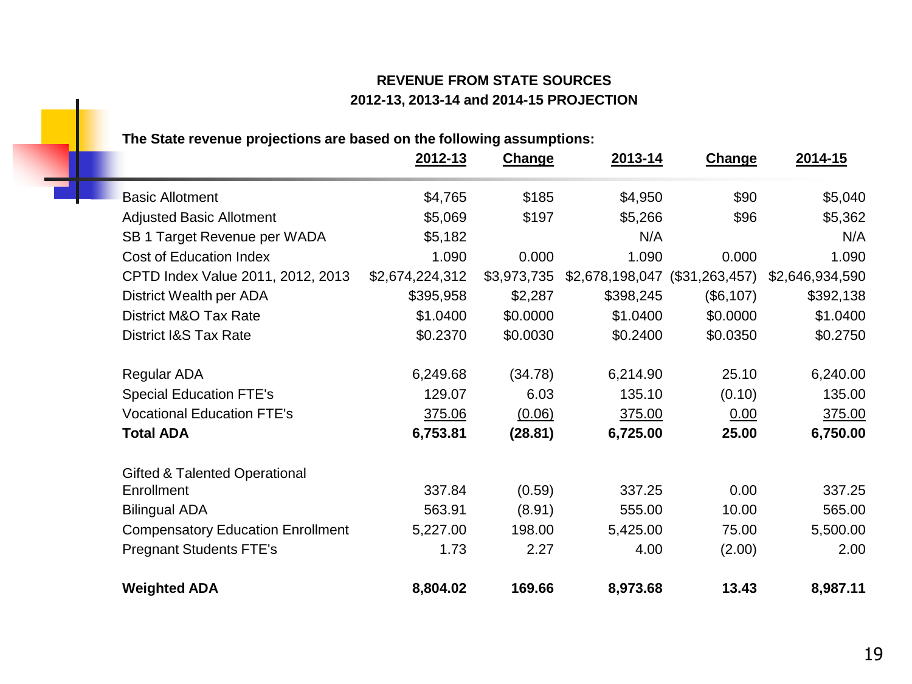## REVENUE FROM STATE SOURCES
## 2012-13, 2013-14 and 2014-15 PROJECTION

**The State revenue projections are based on the following assumptions:**

| | 2012-13 | Change | 2013-14 | Change | 2014-15 |
|---|---|---|---|---|---|
| Basic Allotment | $4,765 | $185 | $4,950 | $90 | $5,040 |
| Adjusted Basic Allotment | $5,069 | $197 | $5,266 | $96 | $5,362 |
| SB 1 Target Revenue per WADA | $5,182 | | N/A | | N/A |
| Cost of Education Index | 1.090 | 0.000 | 1.090 | 0.000 | 1.090 |
| CPTD Index Value 2011, 2012, 2013 | $2,674,224,312 | $3,973,735 | $2,678,198,047 | ($31,263,457) | $2,646,934,590 |
| District Wealth per ADA | $395,958 | $2,287 | $398,245 | ($6,107) | $392,138 |
| District M&O Tax Rate | $1.0400 | $0.0000 | $1.0400 | $0.0000 | $1.0400 |
| District I&S Tax Rate | $0.2370 | $0.0030 | $0.2400 | $0.0350 | $0.2750 |
| | | | | | |
| Regular ADA | 6,249.68 | (34.78) | 6,214.90 | 25.10 | 6,240.00 |
| Special Education FTE's | 129.07 | 6.03 | 135.10 | (0.10) | 135.00 |
| Vocational Education FTE's | 375.06 | (0.06) | 375.00 | 0.00 | 375.00 |
| **Total ADA** | **6,753.81** | **(28.81)** | **6,725.00** | **25.00** | **6,750.00** |
| | | | | | |
| Gifted & Talented Operational Enrollment | 337.84 | (0.59) | 337.25 | 0.00 | 337.25 |
| Bilingual ADA | 563.91 | (8.91) | 555.00 | 10.00 | 565.00 |
| Compensatory Education Enrollment | 5,227.00 | 198.00 | 5,425.00 | 75.00 | 5,500.00 |
| Pregnant Students FTE's | 1.73 | 2.27 | 4.00 | (2.00) | 2.00 |
| | | | | | |
| **Weighted ADA** | **8,804.02** | **169.66** | **8,973.68** | **13.43** | **8,987.11** |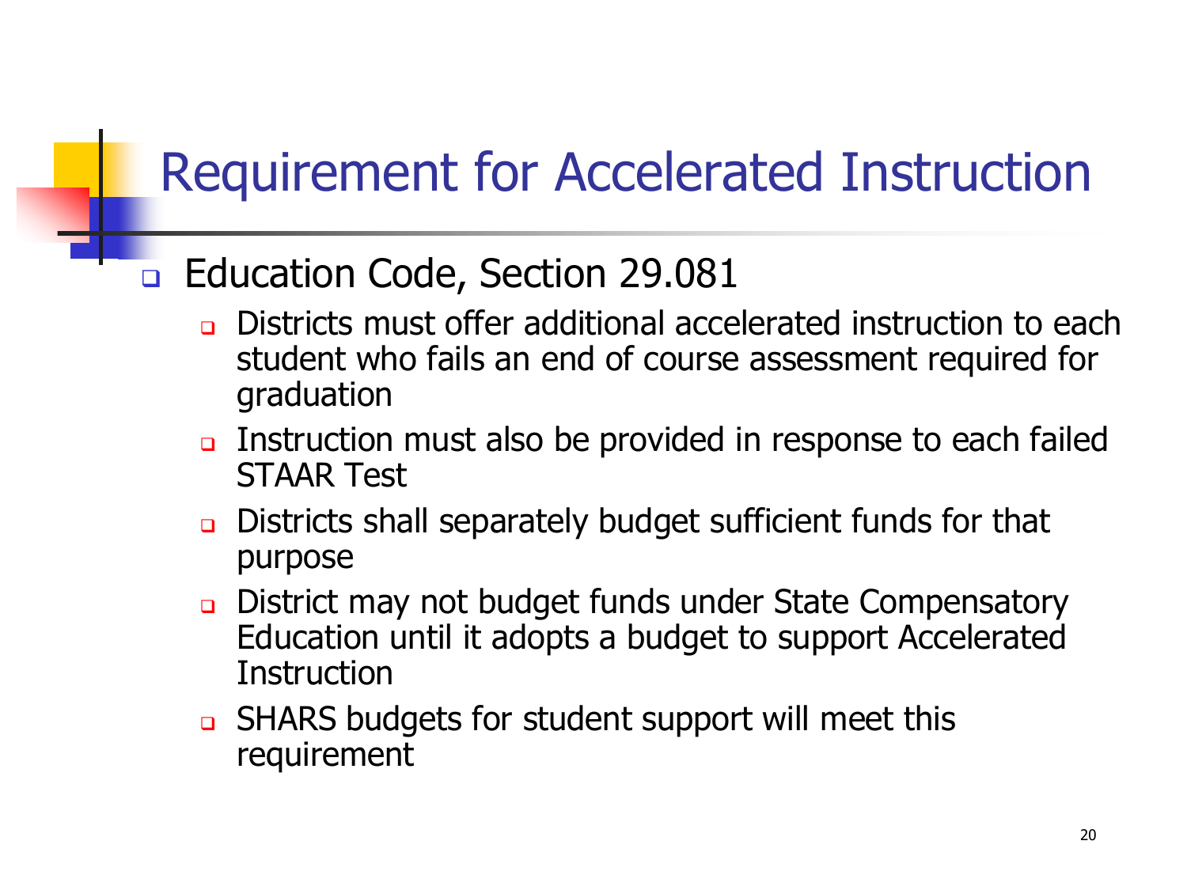# Requirement for Accelerated Instruction

- Education Code, Section 29.081
  - Districts must offer additional accelerated instruction to each student who fails an end of course assessment required for graduation
  - Instruction must also be provided in response to each failed STAAR Test
  - Districts shall separately budget sufficient funds for that purpose
  - District may not budget funds under State Compensatory Education until it adopts a budget to support Accelerated Instruction
  - SHARS budgets for student support will meet this requirement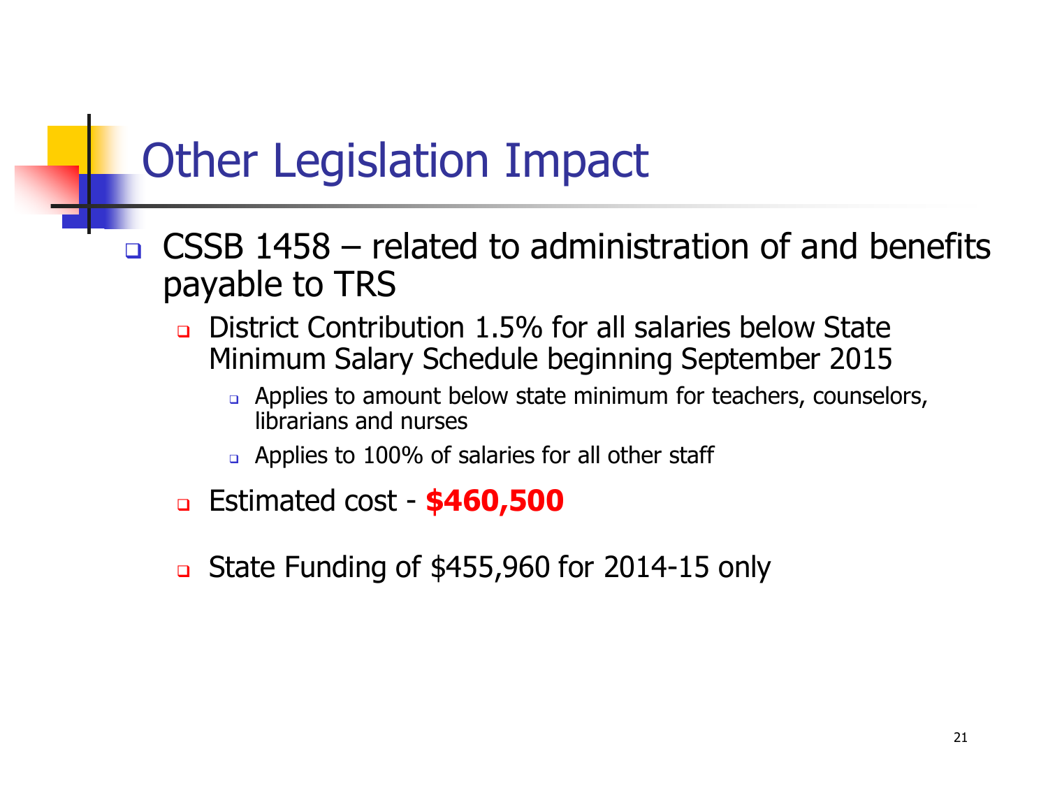# Other Legislation Impact

- CSSB 1458 – related to administration of and benefits payable to TRS
  - District Contribution 1.5% for all salaries below State Minimum Salary Schedule beginning September 2015
    - Applies to amount below state minimum for teachers, counselors, librarians and nurses
    - Applies to 100% of salaries for all other staff
  - Estimated cost - **$460,500**
  - State Funding of $455,960 for 2014-15 only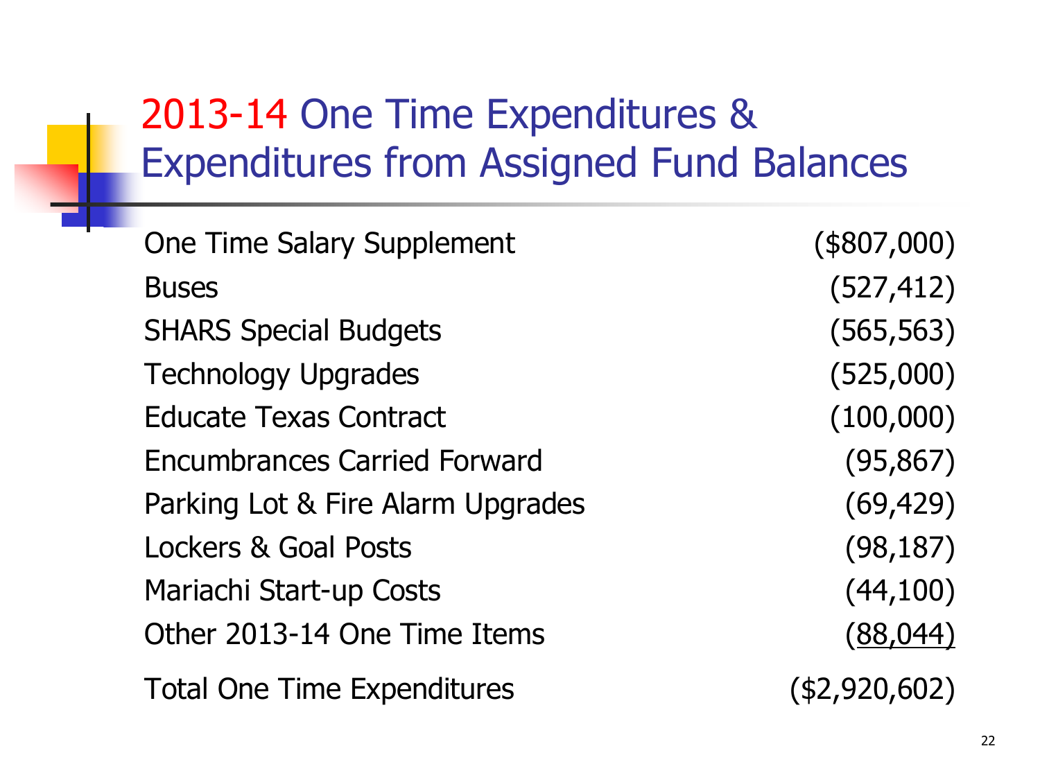# 2013-14 One Time Expenditures & Expenditures from Assigned Fund Balances

| | |
|---|---|
| One Time Salary Supplement | ($807,000) |
| Buses | (527,412) |
| SHARS Special Budgets | (565,563) |
| Technology Upgrades | (525,000) |
| Educate Texas Contract | (100,000) |
| Encumbrances Carried Forward | (95,867) |
| Parking Lot & Fire Alarm Upgrades | (69,429) |
| Lockers & Goal Posts | (98,187) |
| Mariachi Start-up Costs | (44,100) |
| Other 2013-14 One Time Items | (88,044) |
| Total One Time Expenditures | ($2,920,602) |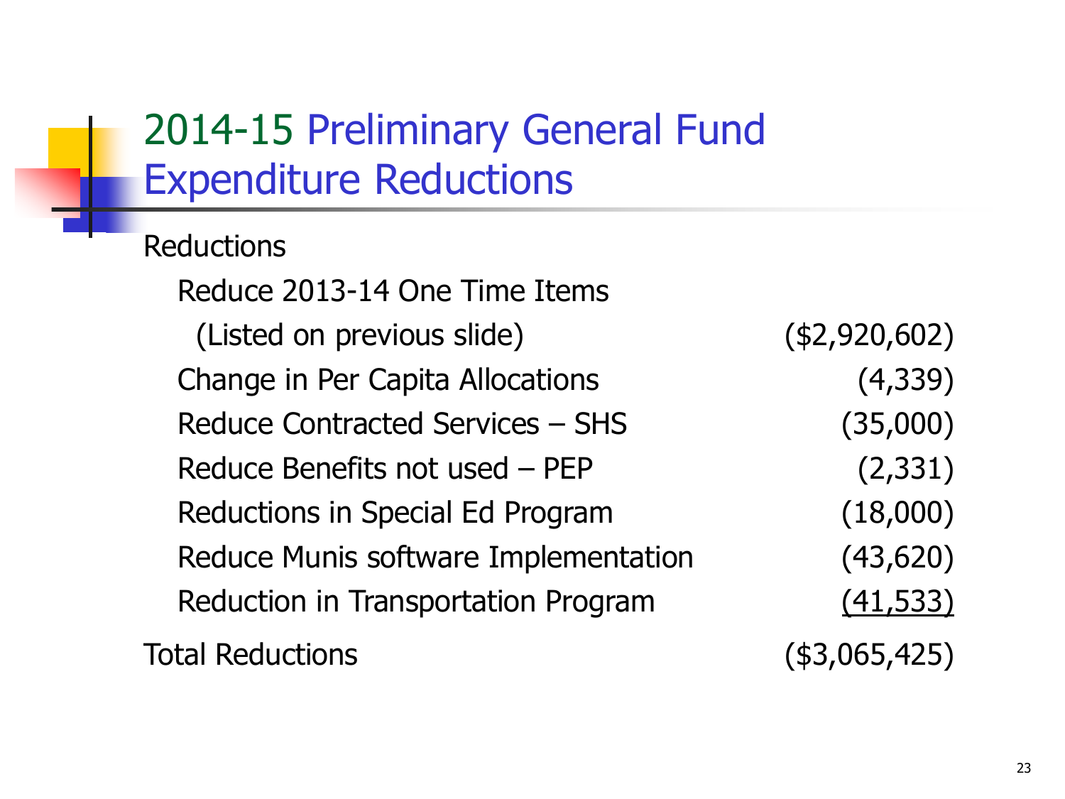# 2014-15 Preliminary General Fund Expenditure Reductions

| Reductions | |
|---|---|
| Reduce 2013-14 One Time Items (Listed on previous slide) | ($2,920,602) |
| Change in Per Capita Allocations | (4,339) |
| Reduce Contracted Services – SHS | (35,000) |
| Reduce Benefits not used – PEP | (2,331) |
| Reductions in Special Ed Program | (18,000) |
| Reduce Munis software Implementation | (43,620) |
| Reduction in Transportation Program | (41,533) |
| Total Reductions | ($3,065,425) |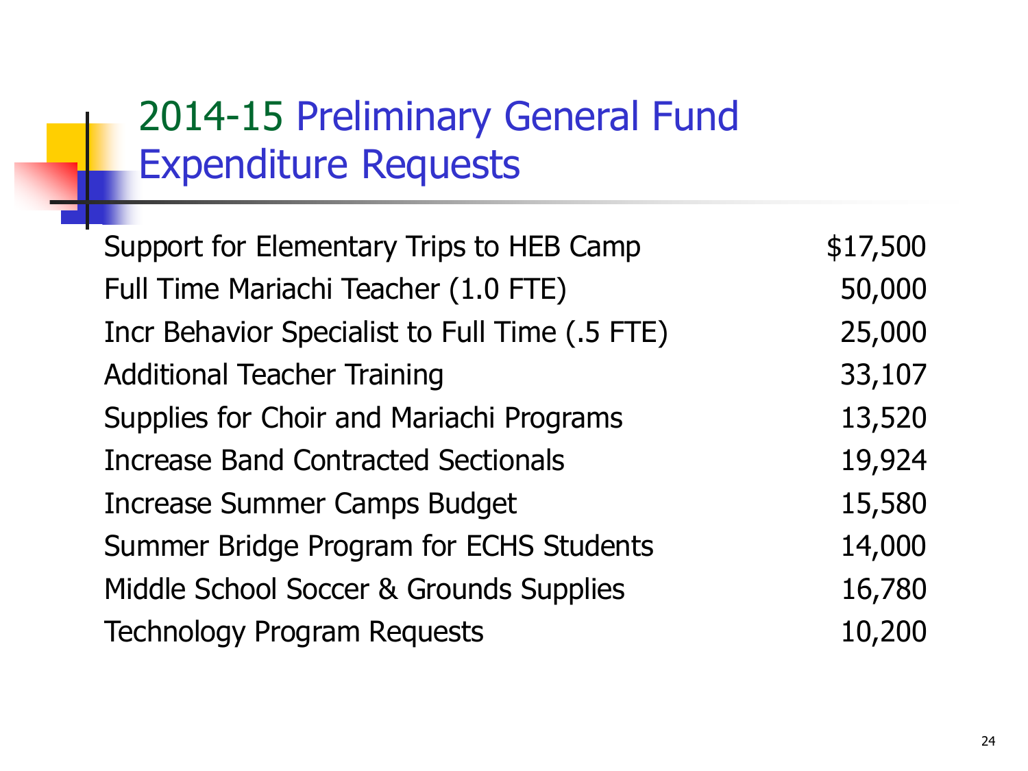# 2014-15 Preliminary General Fund Expenditure Requests

| | |
|---|---|
| Support for Elementary Trips to HEB Camp | $17,500 |
| Full Time Mariachi Teacher (1.0 FTE) | 50,000 |
| Incr Behavior Specialist to Full Time (.5 FTE) | 25,000 |
| Additional Teacher Training | 33,107 |
| Supplies for Choir and Mariachi Programs | 13,520 |
| Increase Band Contracted Sectionals | 19,924 |
| Increase Summer Camps Budget | 15,580 |
| Summer Bridge Program for ECHS Students | 14,000 |
| Middle School Soccer & Grounds Supplies | 16,780 |
| Technology Program Requests | 10,200 |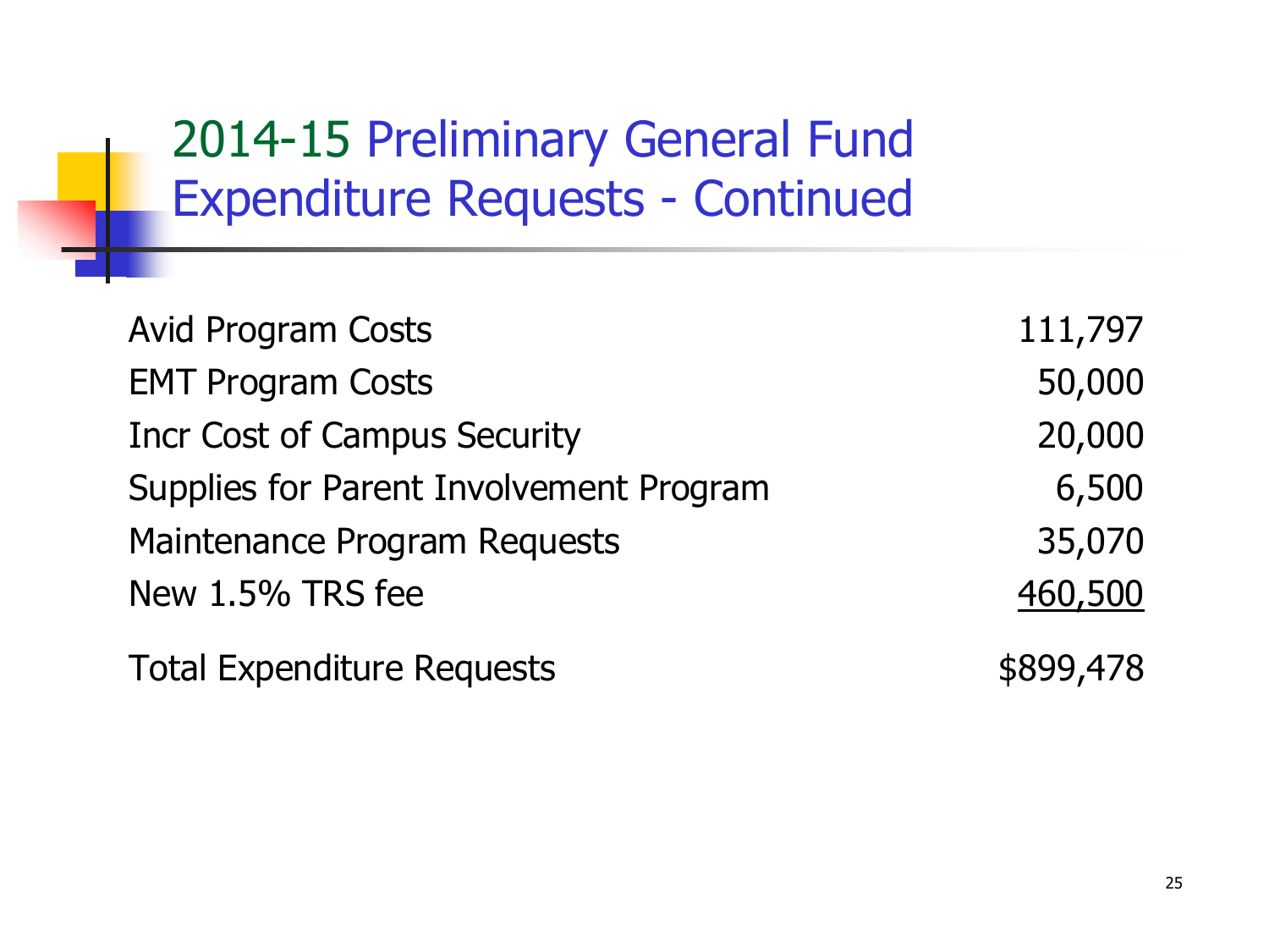# 2014-15 Preliminary General Fund Expenditure Requests - Continued

| | |
|---|---:|
| Avid Program Costs | 111,797 |
| EMT Program Costs | 50,000 |
| Incr Cost of Campus Security | 20,000 |
| Supplies for Parent Involvement Program | 6,500 |
| Maintenance Program Requests | 35,070 |
| New 1.5% TRS fee | 460,500 |
| Total Expenditure Requests | $899,478 |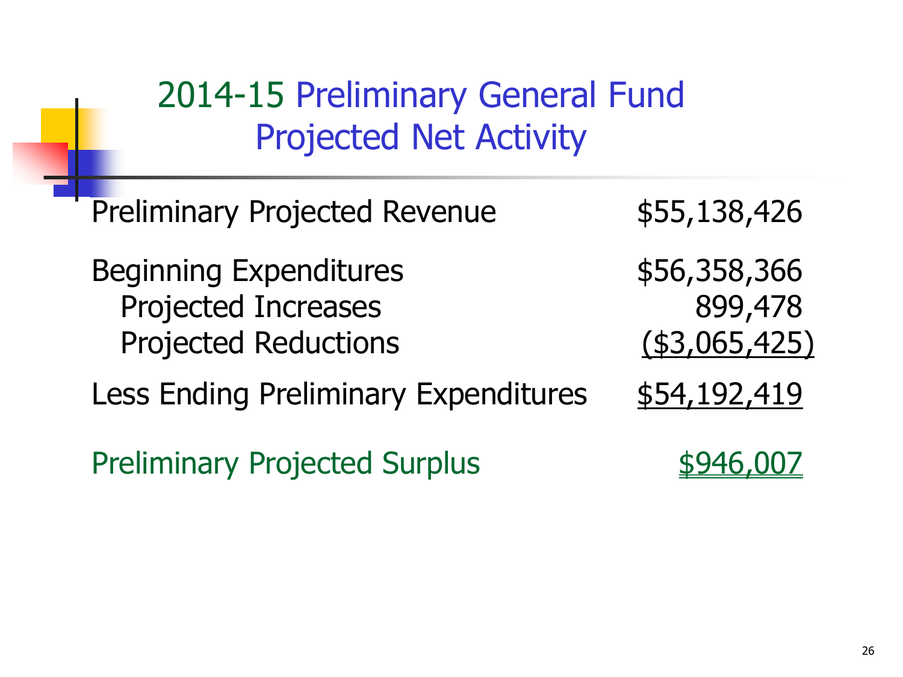# 2014-15 Preliminary General Fund Projected Net Activity

| | |
|---|---:|
| Preliminary Projected Revenue | $55,138,426 |
| Beginning Expenditures | $56,358,366 |
| Projected Increases | 899,478 |
| Projected Reductions | ($3,065,425) |
| Less Ending Preliminary Expenditures | $54,192,419 |
| Preliminary Projected Surplus | $946,007 |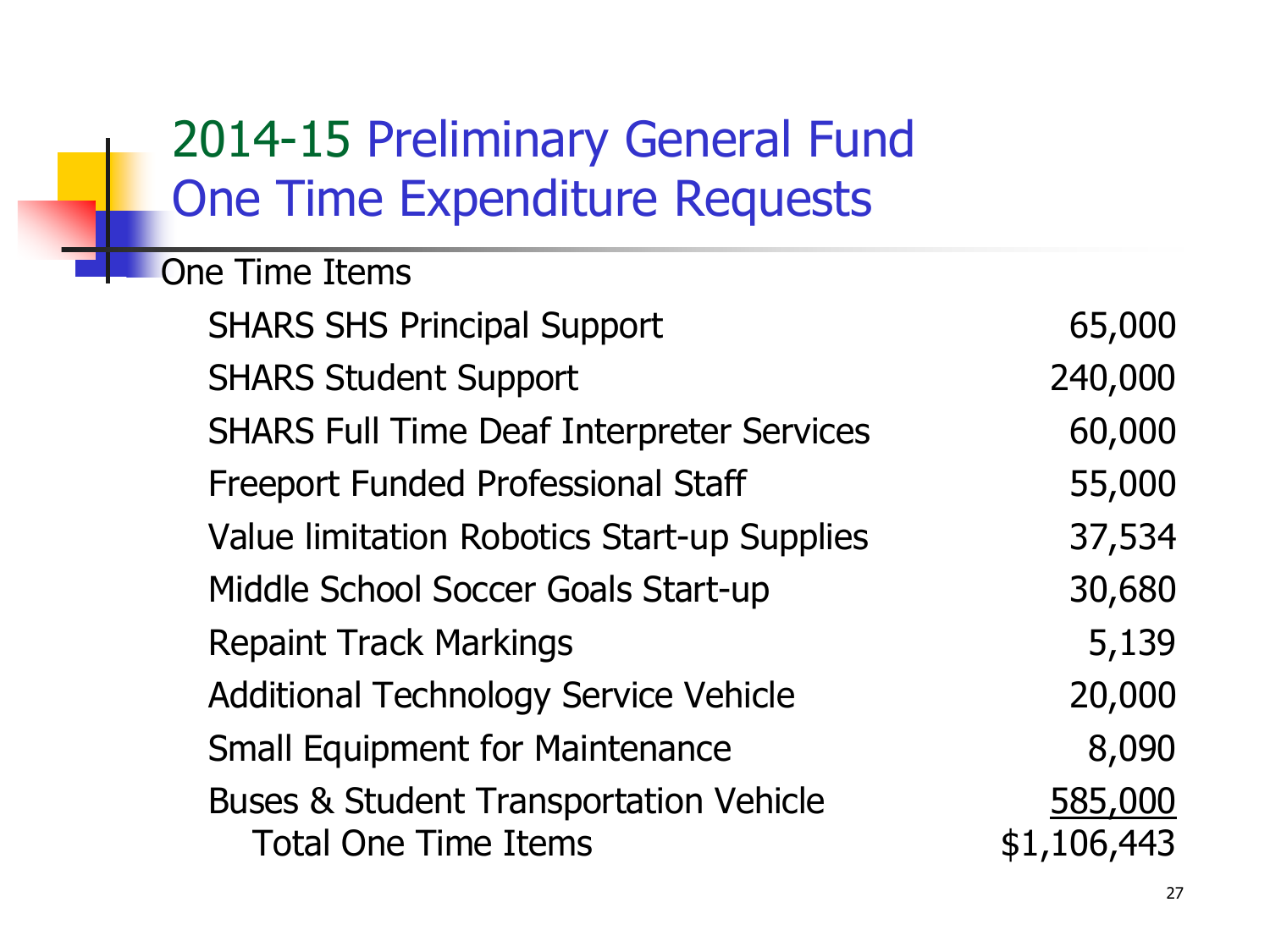# 2014-15 Preliminary General Fund One Time Expenditure Requests

| One Time Items | |
|---|---|
| SHARS SHS Principal Support | 65,000 |
| SHARS Student Support | 240,000 |
| SHARS Full Time Deaf Interpreter Services | 60,000 |
| Freeport Funded Professional Staff | 55,000 |
| Value limitation Robotics Start-up Supplies | 37,534 |
| Middle School Soccer Goals Start-up | 30,680 |
| Repaint Track Markings | 5,139 |
| Additional Technology Service Vehicle | 20,000 |
| Small Equipment for Maintenance | 8,090 |
| Buses & Student Transportation Vehicle | 585,000 |
| Total One Time Items | $1,106,443 |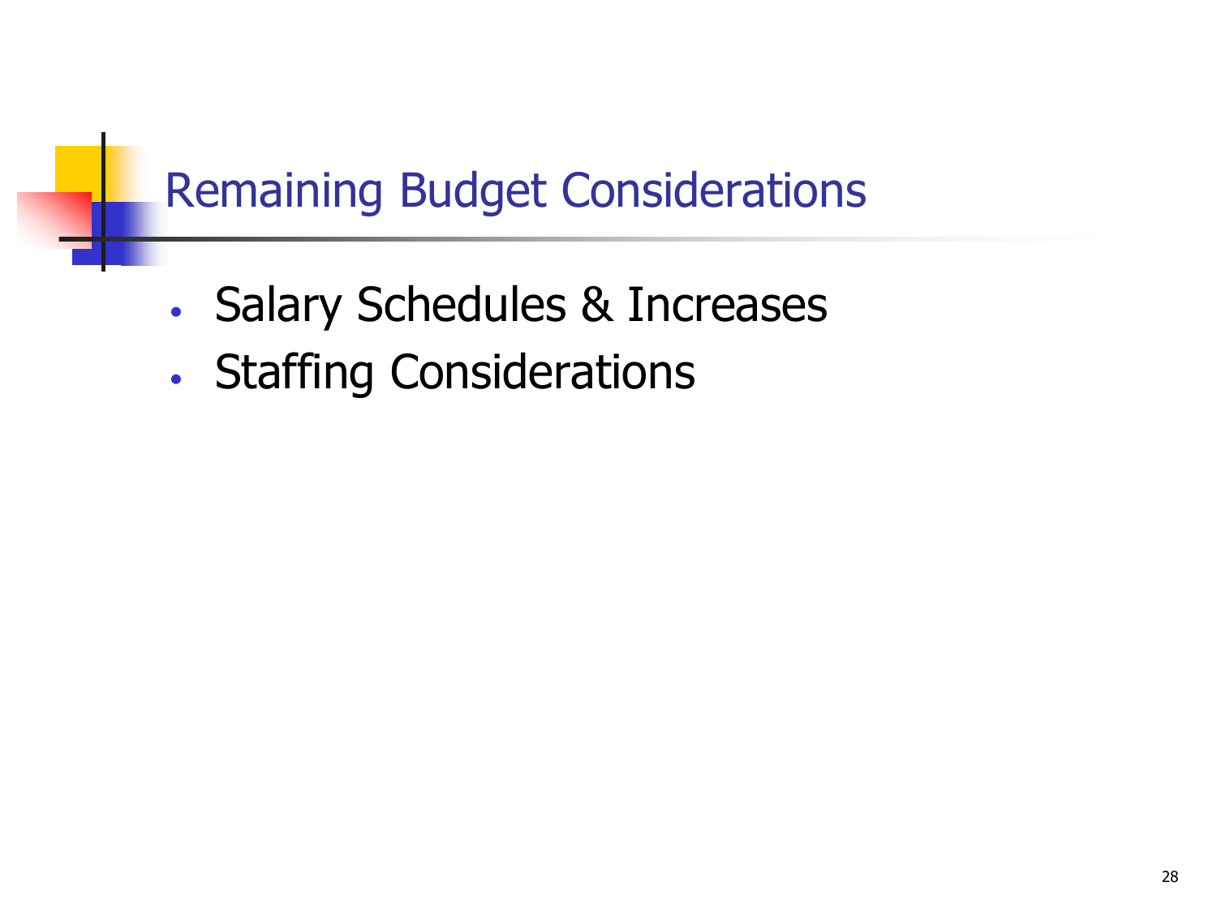# Remaining Budget Considerations

- Salary Schedules & Increases
- Staffing Considerations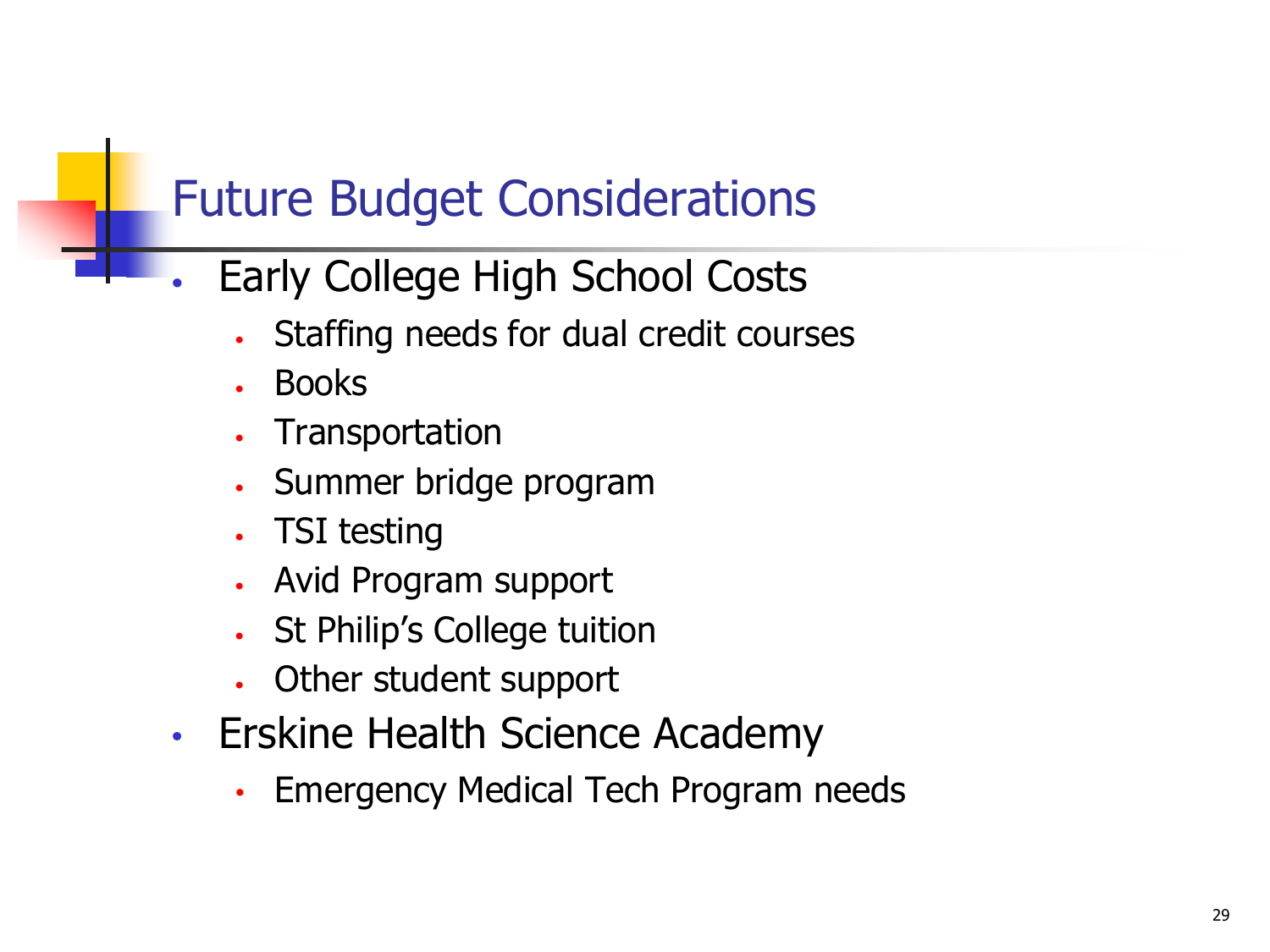# Future Budget Considerations

- Early College High School Costs
  - Staffing needs for dual credit courses
  - Books
  - Transportation
  - Summer bridge program
  - TSI testing
  - Avid Program support
  - St Philip's College tuition
  - Other student support
- Erskine Health Science Academy
  - Emergency Medical Tech Program needs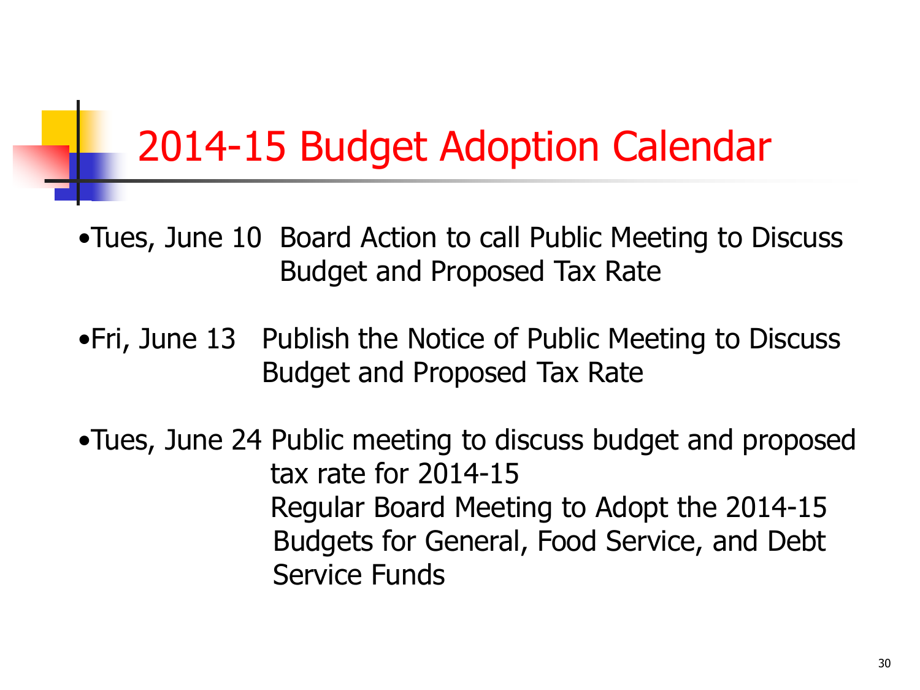# 2014-15 Budget Adoption Calendar

- Tues, June 10 Board Action to call Public Meeting to Discuss Budget and Proposed Tax Rate
- Fri, June 13 Publish the Notice of Public Meeting to Discuss Budget and Proposed Tax Rate
- Tues, June 24 Public meeting to discuss budget and proposed tax rate for 2014-15
  Regular Board Meeting to Adopt the 2014-15 Budgets for General, Food Service, and Debt Service Funds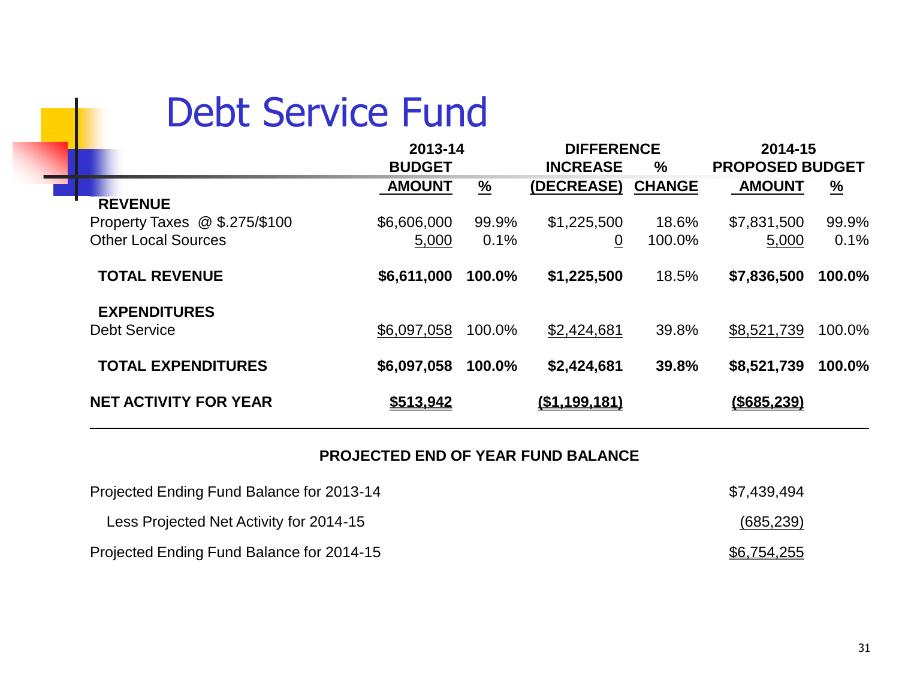# Debt Service Fund

| | 2013-14 BUDGET AMOUNT | % | DIFFERENCE INCREASE (DECREASE) | % CHANGE | 2014-15 PROPOSED BUDGET AMOUNT | % |
|---|---|---|---|---|---|---|
| **REVENUE** | | | | | | |
| Property Taxes @ $.275/$100 | $6,606,000 | 99.9% | $1,225,500 | 18.6% | $7,831,500 | 99.9% |
| Other Local Sources | 5,000 | 0.1% | 0 | 100.0% | 5,000 | 0.1% |
| **TOTAL REVENUE** | **$6,611,000** | **100.0%** | **$1,225,500** | 18.5% | **$7,836,500** | **100.0%** |
| **EXPENDITURES** | | | | | | |
| Debt Service | $6,097,058 | 100.0% | $2,424,681 | 39.8% | $8,521,739 | 100.0% |
| **TOTAL EXPENDITURES** | **$6,097,058** | **100.0%** | **$2,424,681** | **39.8%** | **$8,521,739** | **100.0%** |
| **NET ACTIVITY FOR YEAR** | **$513,942** | | **($1,199,181)** | | **($685,239)** | |

**PROJECTED END OF YEAR FUND BALANCE**

| | |
|---|---|
| Projected Ending Fund Balance for 2013-14 | $7,439,494 |
| Less Projected Net Activity for 2014-15 | (685,239) |
| Projected Ending Fund Balance for 2014-15 | $6,754,255 |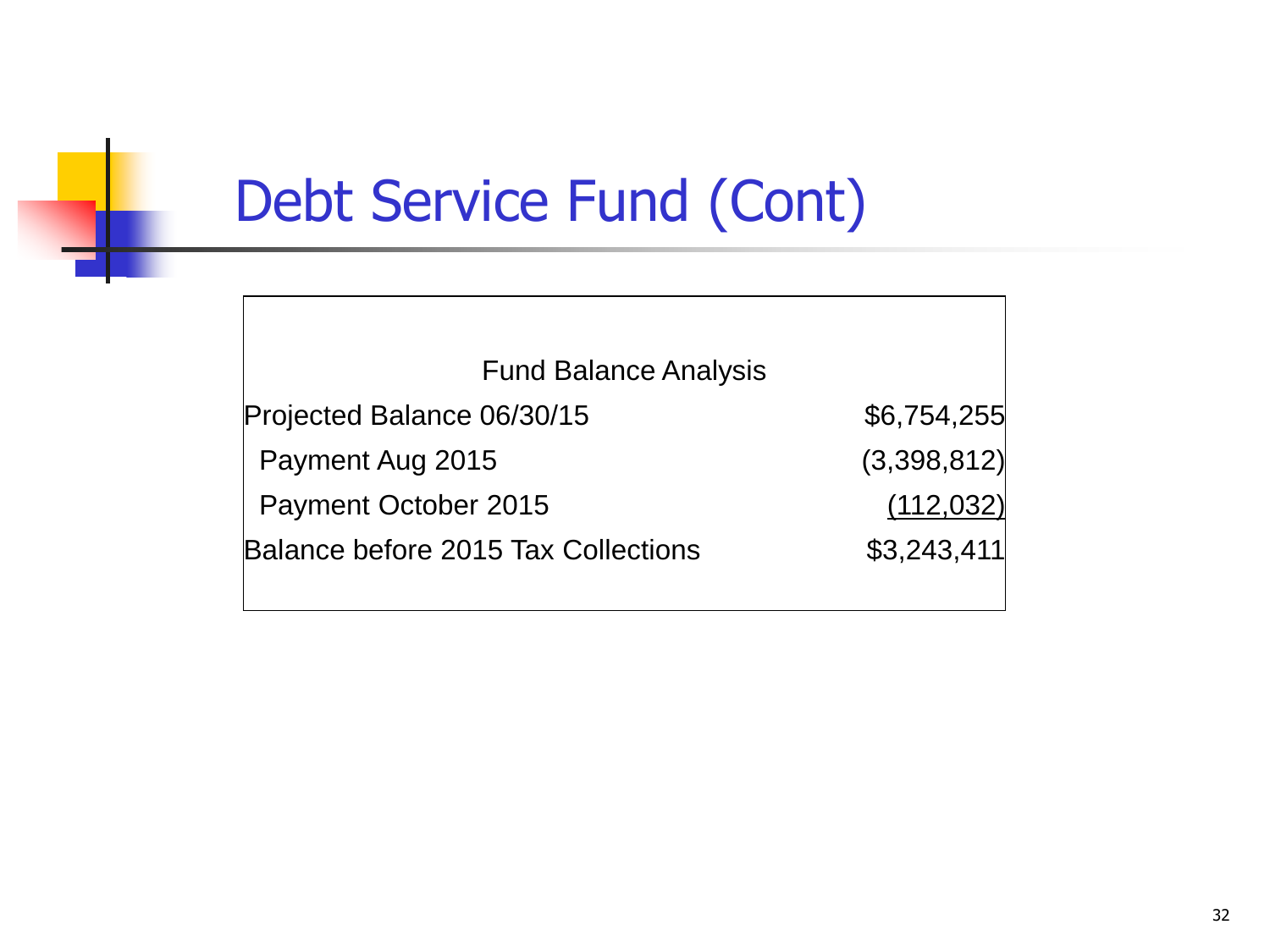# Debt Service Fund (Cont)

| Fund Balance Analysis | |
|---|---|
| Projected Balance 06/30/15 | $6,754,255 |
| Payment Aug 2015 | (3,398,812) |
| Payment October 2015 | (112,032) |
| Balance before 2015 Tax Collections | $3,243,411 |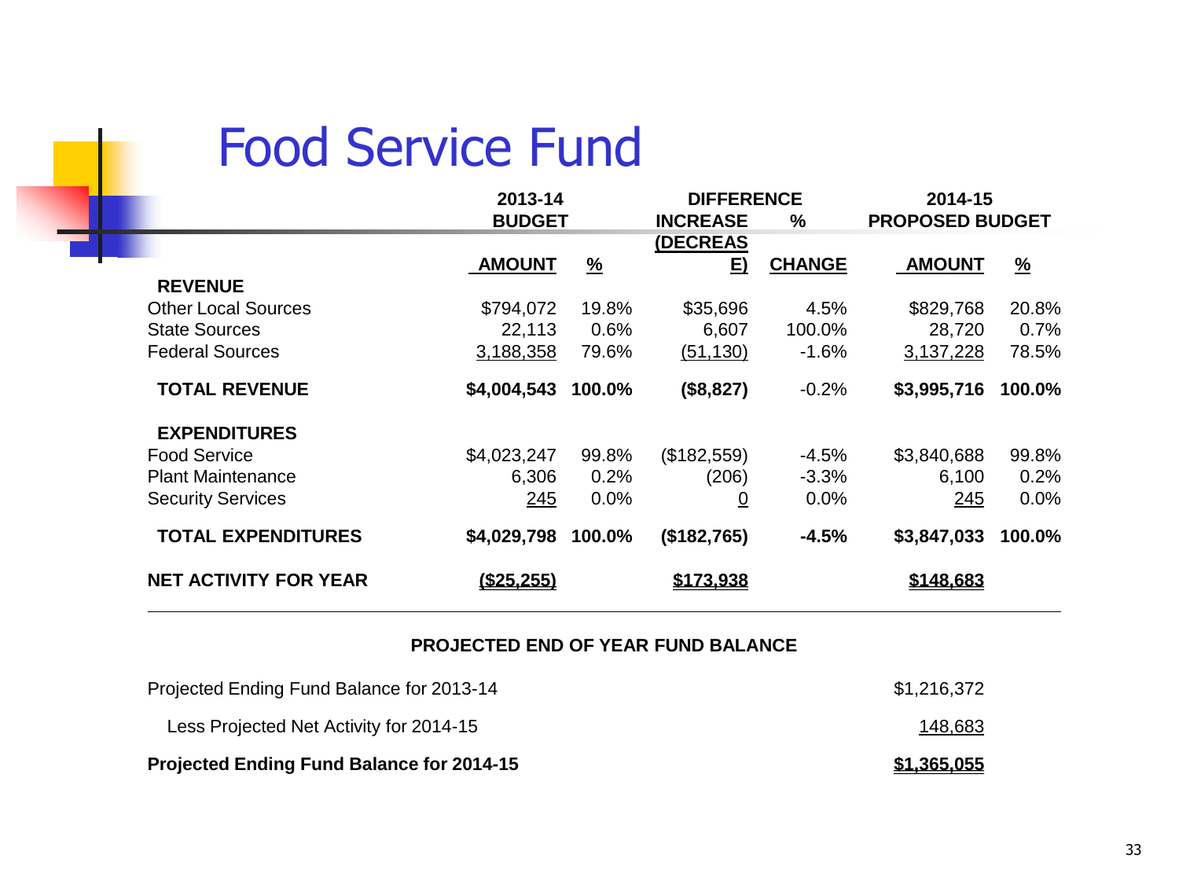# Food Service Fund

| | 2013-14 BUDGET | | DIFFERENCE | | 2014-15 PROPOSED BUDGET | |
|---|---|---|---|---|---|---|
| | AMOUNT | % | INCREASE (DECREASE) | % CHANGE | AMOUNT | % |
| **REVENUE** | | | | | | |
| Other Local Sources | $794,072 | 19.8% | $35,696 | 4.5% | $829,768 | 20.8% |
| State Sources | 22,113 | 0.6% | 6,607 | 100.0% | 28,720 | 0.7% |
| Federal Sources | 3,188,358 | 79.6% | (51,130) | -1.6% | 3,137,228 | 78.5% |
| **TOTAL REVENUE** | **$4,004,543** | **100.0%** | **($8,827)** | -0.2% | **$3,995,716** | **100.0%** |
| **EXPENDITURES** | | | | | | |
| Food Service | $4,023,247 | 99.8% | ($182,559) | -4.5% | $3,840,688 | 99.8% |
| Plant Maintenance | 6,306 | 0.2% | (206) | -3.3% | 6,100 | 0.2% |
| Security Services | 245 | 0.0% | 0 | 0.0% | 245 | 0.0% |
| **TOTAL EXPENDITURES** | **$4,029,798** | **100.0%** | **($182,765)** | **-4.5%** | **$3,847,033** | **100.0%** |
| **NET ACTIVITY FOR YEAR** | **($25,255)** | | **$173,938** | | **$148,683** | |

**PROJECTED END OF YEAR FUND BALANCE**

| | |
|---|---|
| Projected Ending Fund Balance for 2013-14 | $1,216,372 |
| Less Projected Net Activity for 2014-15 | 148,683 |
| **Projected Ending Fund Balance for 2014-15** | **$1,365,055** |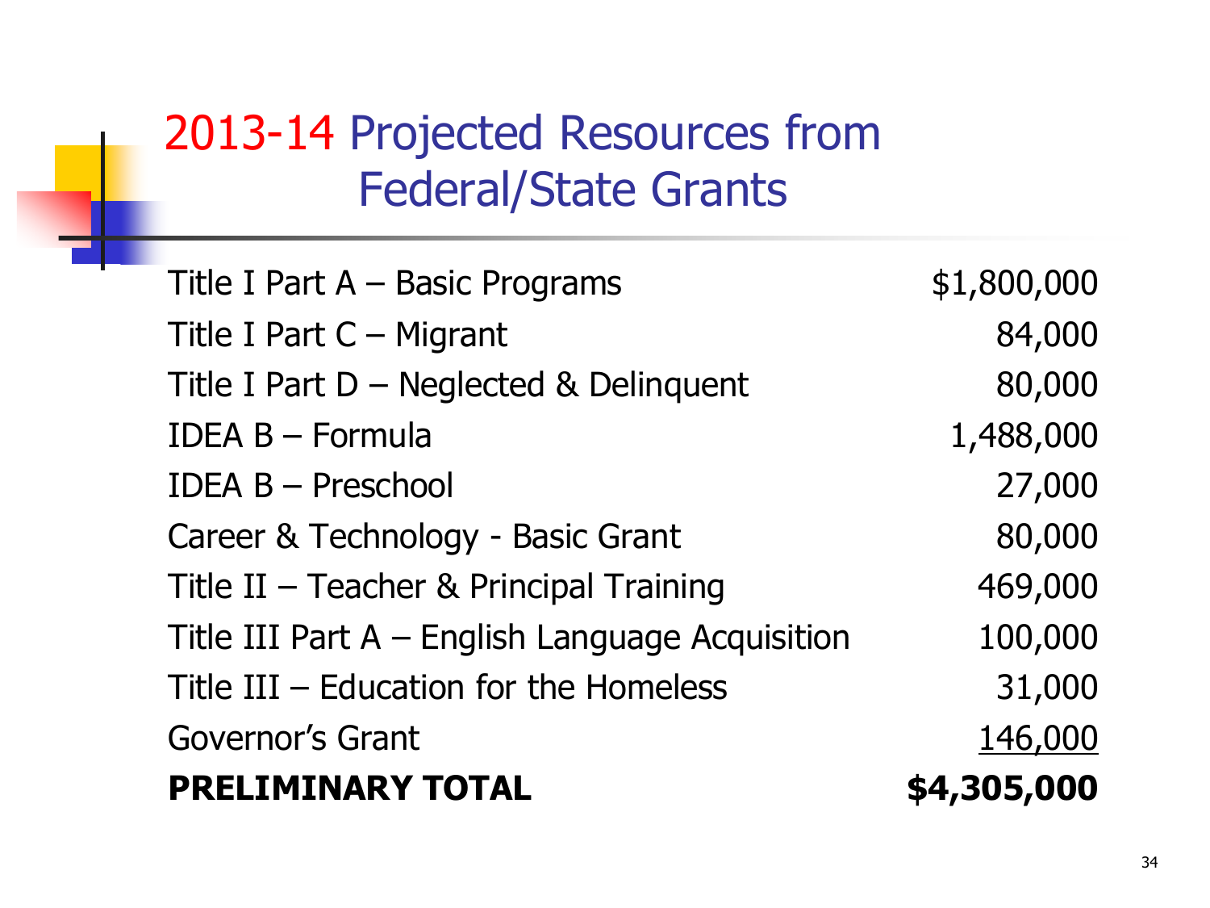# 2013-14 Projected Resources from Federal/State Grants

| | |
|---|---:|
| Title I Part A – Basic Programs | $1,800,000 |
| Title I Part C – Migrant | 84,000 |
| Title I Part D – Neglected & Delinquent | 80,000 |
| IDEA B – Formula | 1,488,000 |
| IDEA B – Preschool | 27,000 |
| Career & Technology - Basic Grant | 80,000 |
| Title II – Teacher & Principal Training | 469,000 |
| Title III Part A – English Language Acquisition | 100,000 |
| Title III – Education for the Homeless | 31,000 |
| Governor's Grant | 146,000 |
| **PRELIMINARY TOTAL** | **$4,305,000** |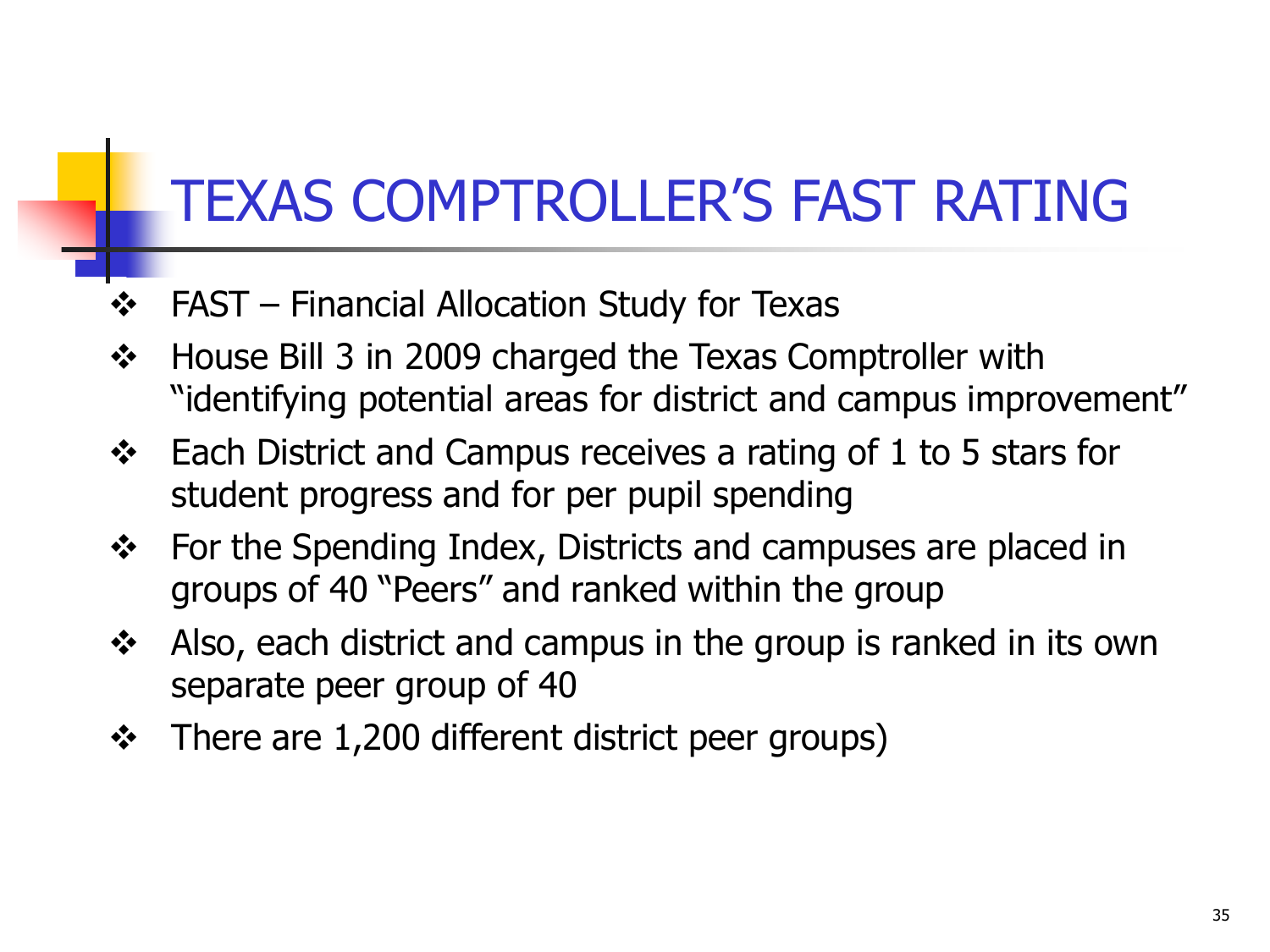# TEXAS COMPTROLLER'S FAST RATING

- FAST – Financial Allocation Study for Texas
- House Bill 3 in 2009 charged the Texas Comptroller with "identifying potential areas for district and campus improvement"
- Each District and Campus receives a rating of 1 to 5 stars for student progress and for per pupil spending
- For the Spending Index, Districts and campuses are placed in groups of 40 "Peers" and ranked within the group
- Also, each district and campus in the group is ranked in its own separate peer group of 40
- There are 1,200 different district peer groups)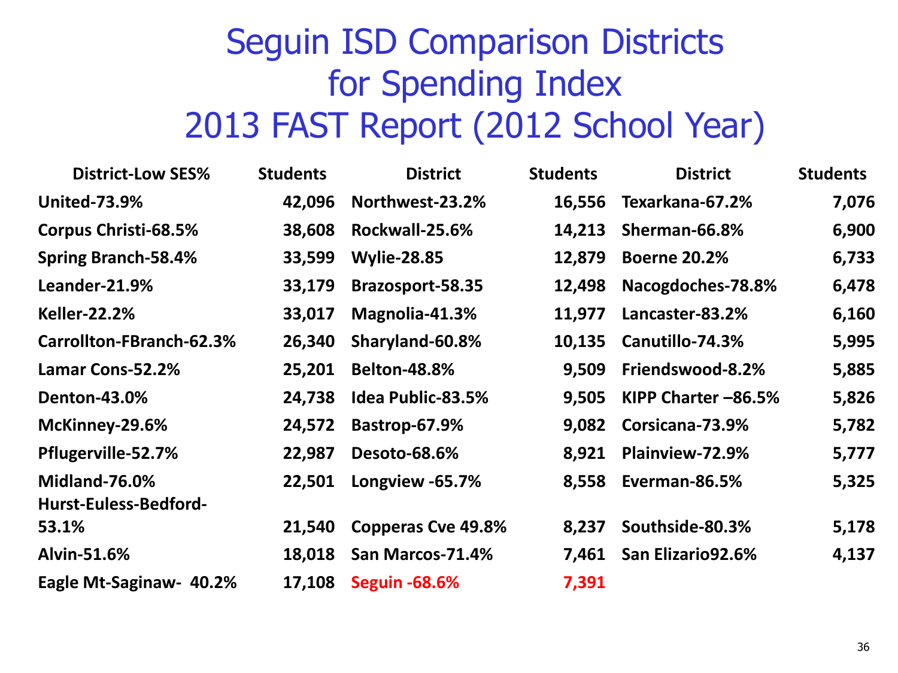# Seguin ISD Comparison Districts for Spending Index 2013 FAST Report (2012 School Year)

| District-Low SES% | Students | District | Students | District | Students |
|---|---|---|---|---|---|
| United-73.9% | 42,096 | Northwest-23.2% | 16,556 | Texarkana-67.2% | 7,076 |
| Corpus Christi-68.5% | 38,608 | Rockwall-25.6% | 14,213 | Sherman-66.8% | 6,900 |
| Spring Branch-58.4% | 33,599 | Wylie-28.85 | 12,879 | Boerne 20.2% | 6,733 |
| Leander-21.9% | 33,179 | Brazosport-58.35 | 12,498 | Nacogdoches-78.8% | 6,478 |
| Keller-22.2% | 33,017 | Magnolia-41.3% | 11,977 | Lancaster-83.2% | 6,160 |
| Carrollton-FBranch-62.3% | 26,340 | Sharyland-60.8% | 10,135 | Canutillo-74.3% | 5,995 |
| Lamar Cons-52.2% | 25,201 | Belton-48.8% | 9,509 | Friendswood-8.2% | 5,885 |
| Denton-43.0% | 24,738 | Idea Public-83.5% | 9,505 | KIPP Charter –86.5% | 5,826 |
| McKinney-29.6% | 24,572 | Bastrop-67.9% | 9,082 | Corsicana-73.9% | 5,782 |
| Pflugerville-52.7% | 22,987 | Desoto-68.6% | 8,921 | Plainview-72.9% | 5,777 |
| Midland-76.0% | 22,501 | Longview -65.7% | 8,558 | Everman-86.5% | 5,325 |
| Hurst-Euless-Bedford-53.1% | 21,540 | Copperas Cve 49.8% | 8,237 | Southside-80.3% | 5,178 |
| Alvin-51.6% | 18,018 | San Marcos-71.4% | 7,461 | San Elizario92.6% | 4,137 |
| Eagle Mt-Saginaw- 40.2% | 17,108 | Seguin -68.6% | 7,391 | | |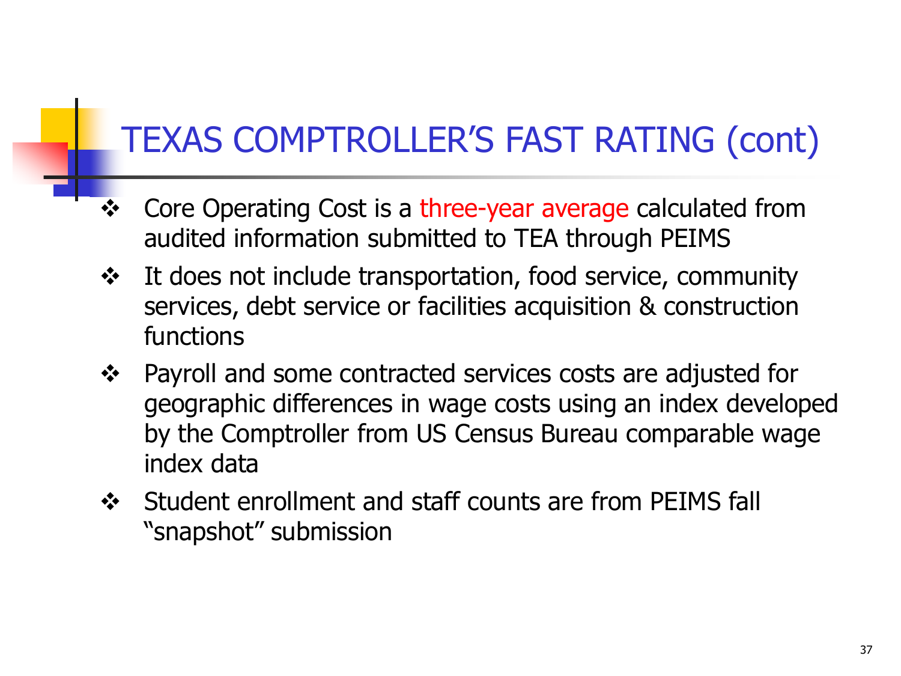# TEXAS COMPTROLLER'S FAST RATING (cont)

- Core Operating Cost is a three-year average calculated from audited information submitted to TEA through PEIMS
- It does not include transportation, food service, community services, debt service or facilities acquisition & construction functions
- Payroll and some contracted services costs are adjusted for geographic differences in wage costs using an index developed by the Comptroller from US Census Bureau comparable wage index data
- Student enrollment and staff counts are from PEIMS fall "snapshot" submission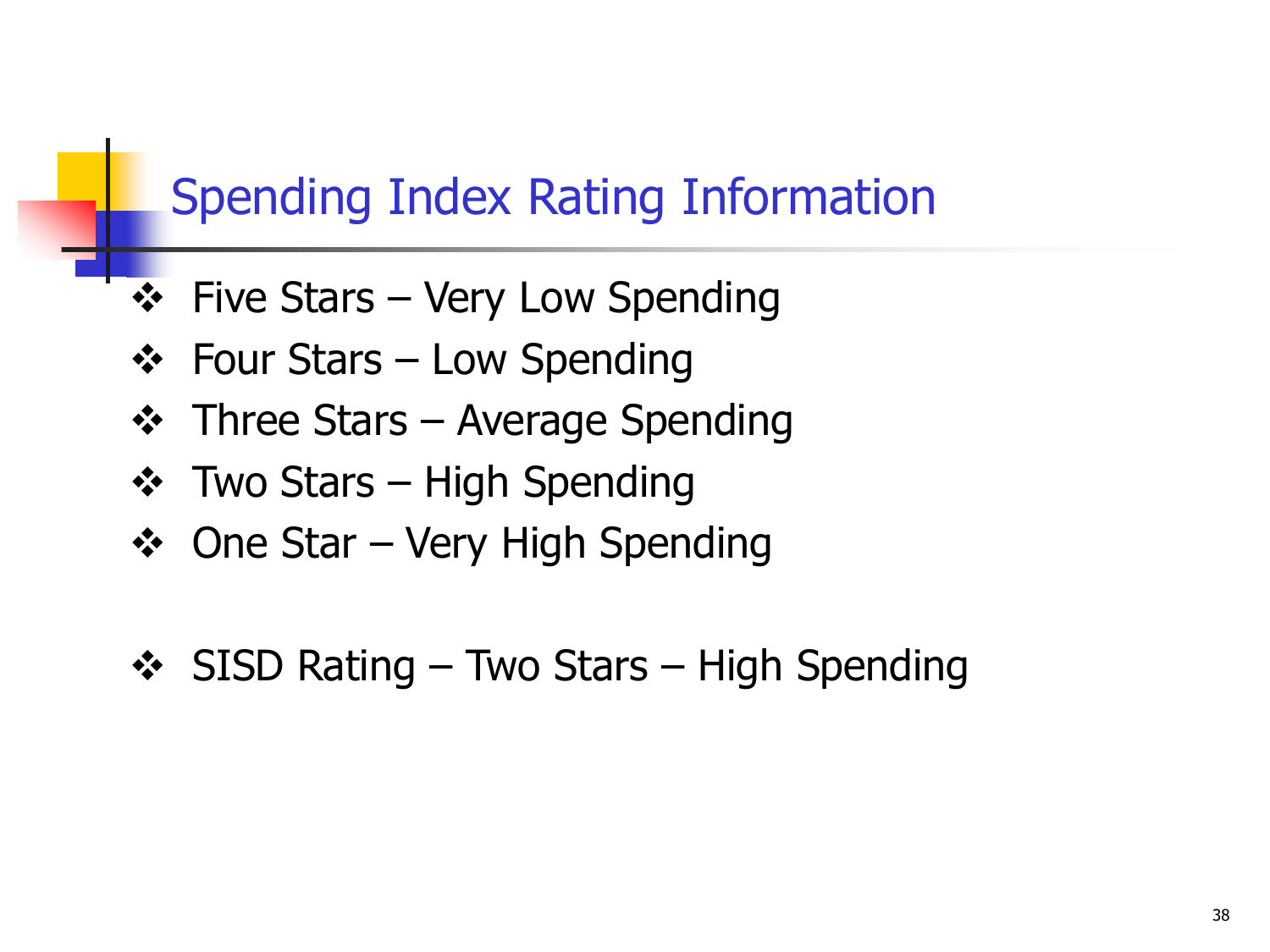# Spending Index Rating Information

- Five Stars – Very Low Spending
- Four Stars – Low Spending
- Three Stars – Average Spending
- Two Stars – High Spending
- One Star – Very High Spending

- SISD Rating – Two Stars – High Spending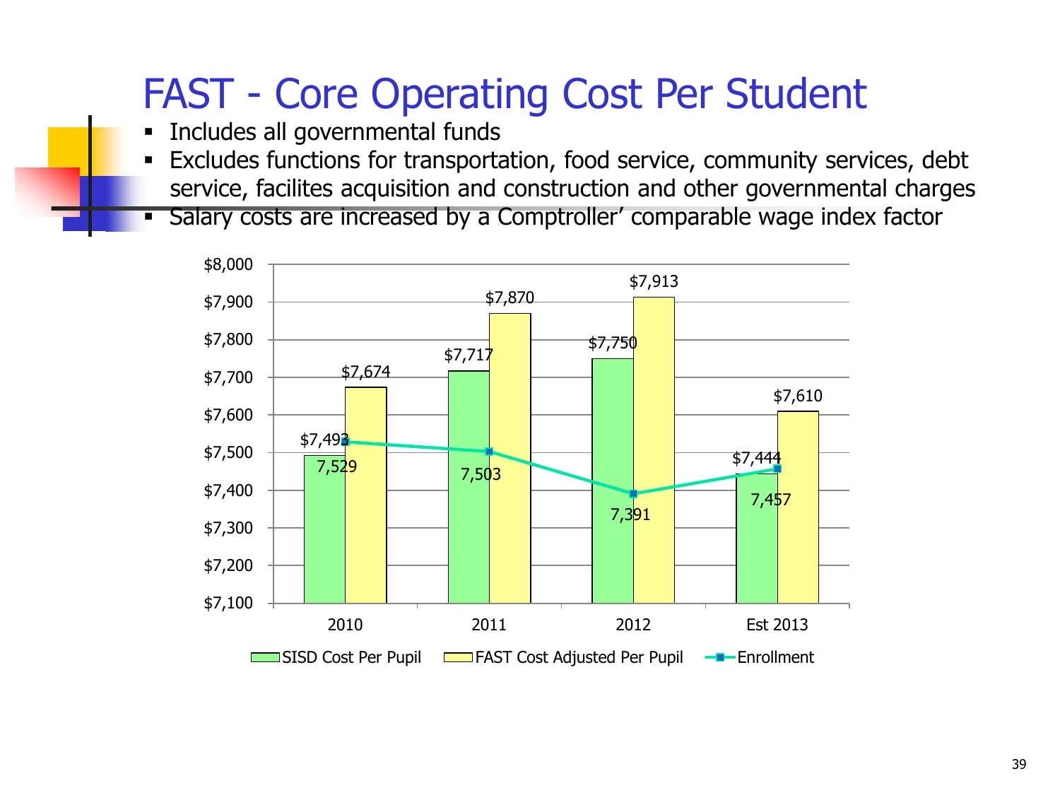# FAST - Core Operating Cost Per Student

- Includes all governmental funds
- Excludes functions for transportation, food service, community services, debt service, facilites acquisition and construction and other governmental charges
- Salary costs are increased by a Comptroller' comparable wage index factor

| | 2010 | 2011 | 2012 | Est 2013 |
|---|---|---|---|---|
| SISD Cost Per Pupil | $7,493 | $7,717 | $7,750 | $7,444 |
| FAST Cost Adjusted Per Pupil | $7,674 | $7,870 | $7,913 | $7,610 |
| Enrollment | 7,529 | 7,503 | 7,391 | 7,457 |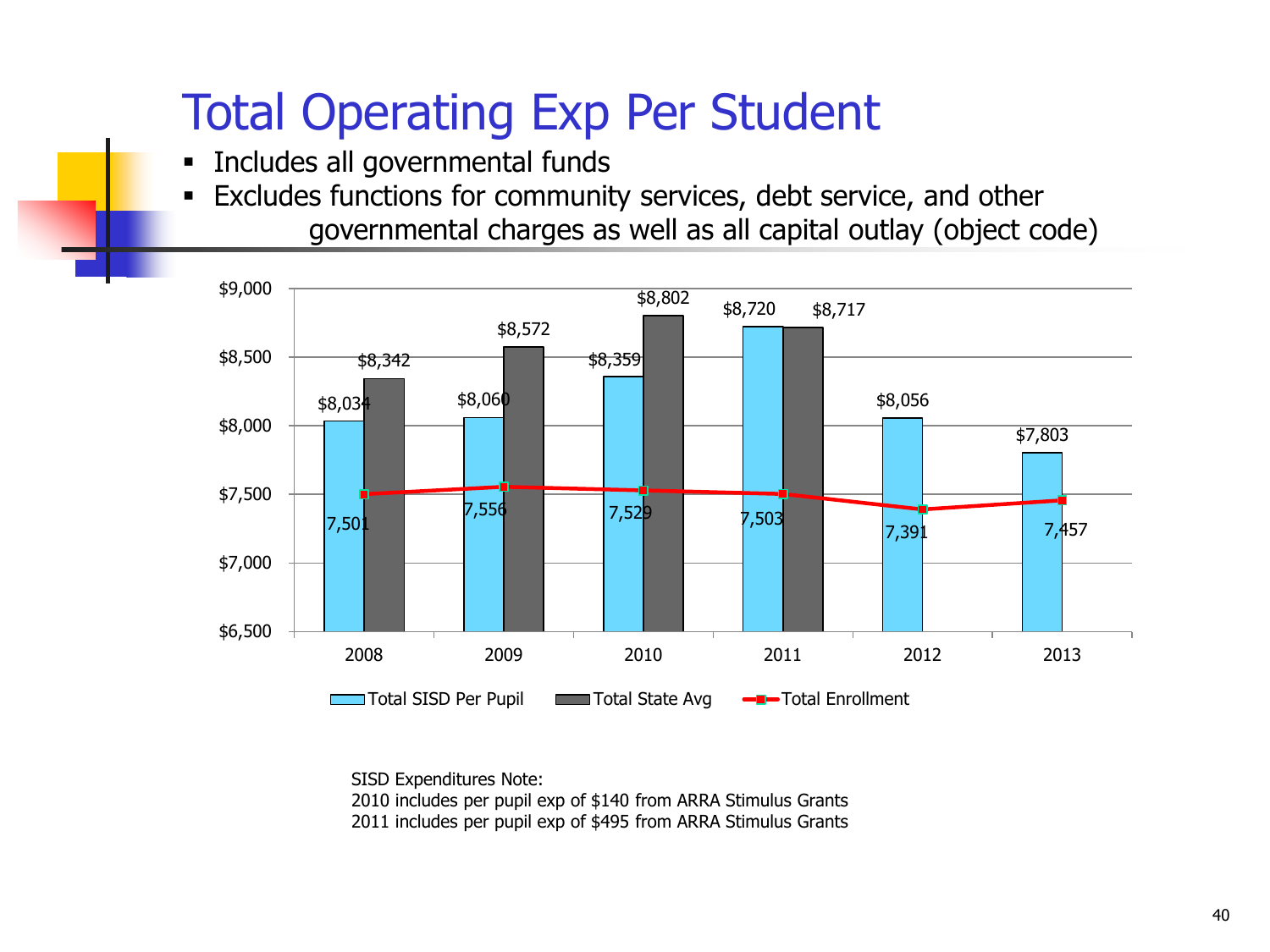# Total Operating Exp Per Student

- Includes all governmental funds
- Excludes functions for community services, debt service, and other governmental charges as well as all capital outlay (object code)

| Year | Total SISD Per Pupil | Total State Avg | Total Enrollment |
|---|---|---|---|
| 2008 | $8,034 | $8,342 | 7,501 |
| 2009 | $8,060 | $8,572 | 7,556 |
| 2010 | $8,359 | $8,802 | 7,529 |
| 2011 | $8,720 | $8,717 | 7,503 |
| 2012 | $8,056 | | 7,391 |
| 2013 | $7,803 | | 7,457 |

SISD Expenditures Note:
2010 includes per pupil exp of $140 from ARRA Stimulus Grants
2011 includes per pupil exp of $495 from ARRA Stimulus Grants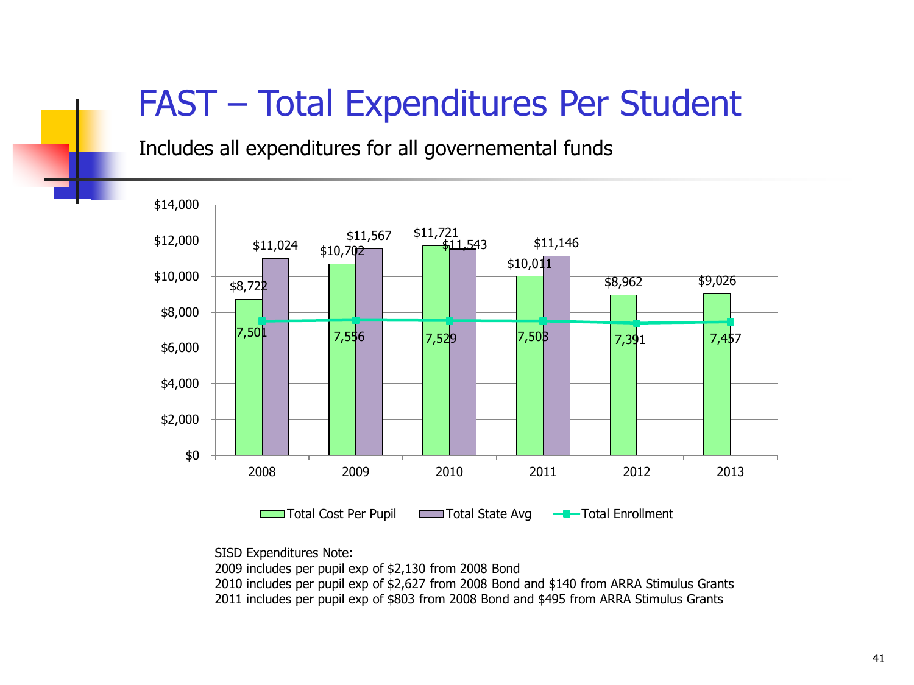# FAST – Total Expenditures Per Student

Includes all expenditures for all governemental funds

| Year | Total Cost Per Pupil | Total State Avg | Total Enrollment |
|---|---|---|---|
| 2008 | $8,722 | $11,024 | 7,501 |
| 2009 | $10,702 | $11,567 | 7,556 |
| 2010 | $11,721 | $11,543 | 7,529 |
| 2011 | $10,011 | $11,146 | 7,503 |
| 2012 | $8,962 | | 7,391 |
| 2013 | $9,026 | | 7,457 |

SISD Expenditures Note:
2009 includes per pupil exp of $2,130 from 2008 Bond
2010 includes per pupil exp of $2,627 from 2008 Bond and $140 from ARRA Stimulus Grants
2011 includes per pupil exp of $803 from 2008 Bond and $495 from ARRA Stimulus Grants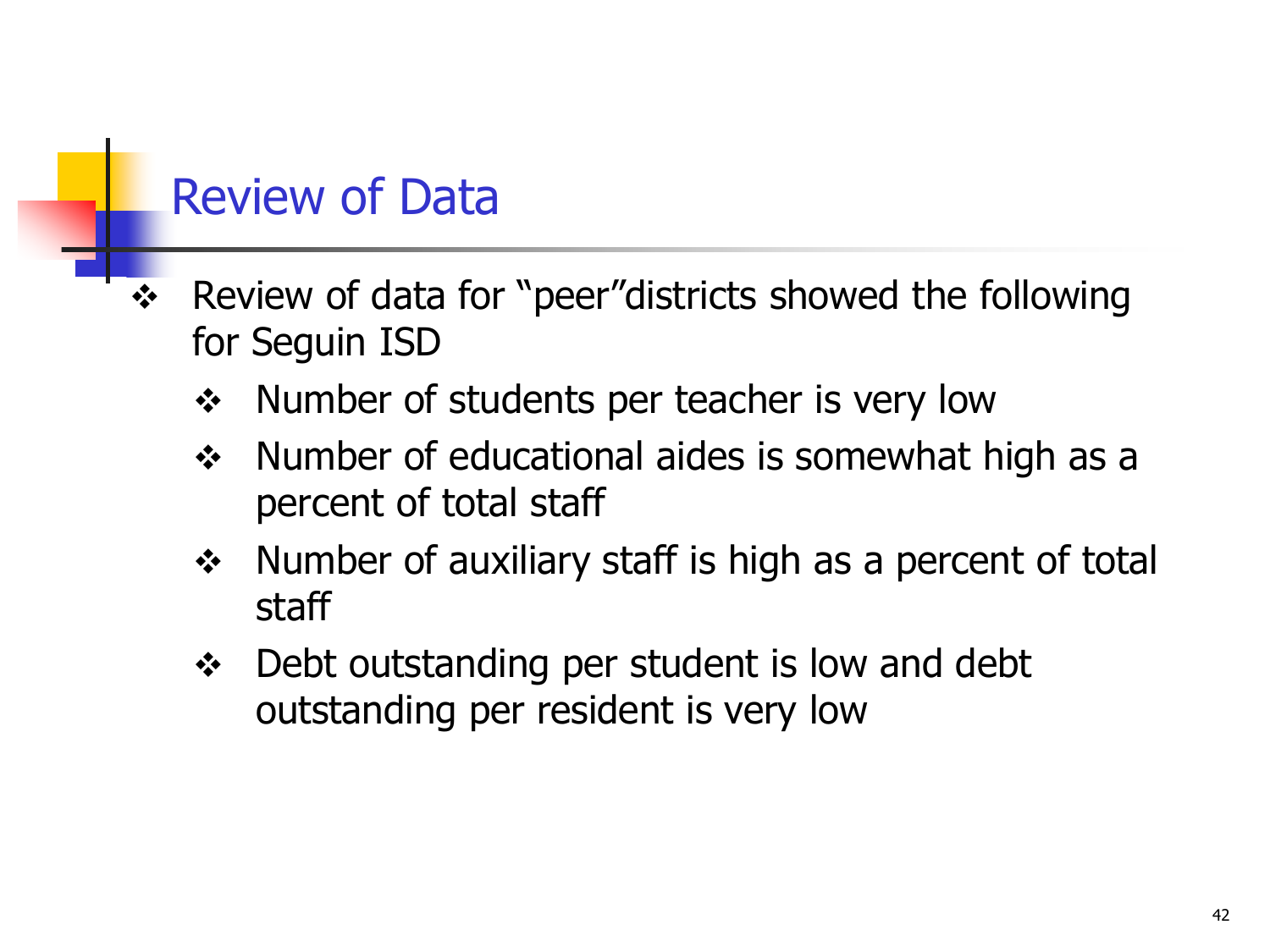# Review of Data

- Review of data for “peer”districts showed the following for Seguin ISD
  - Number of students per teacher is very low
  - Number of educational aides is somewhat high as a percent of total staff
  - Number of auxiliary staff is high as a percent of total staff
  - Debt outstanding per student is low and debt outstanding per resident is very low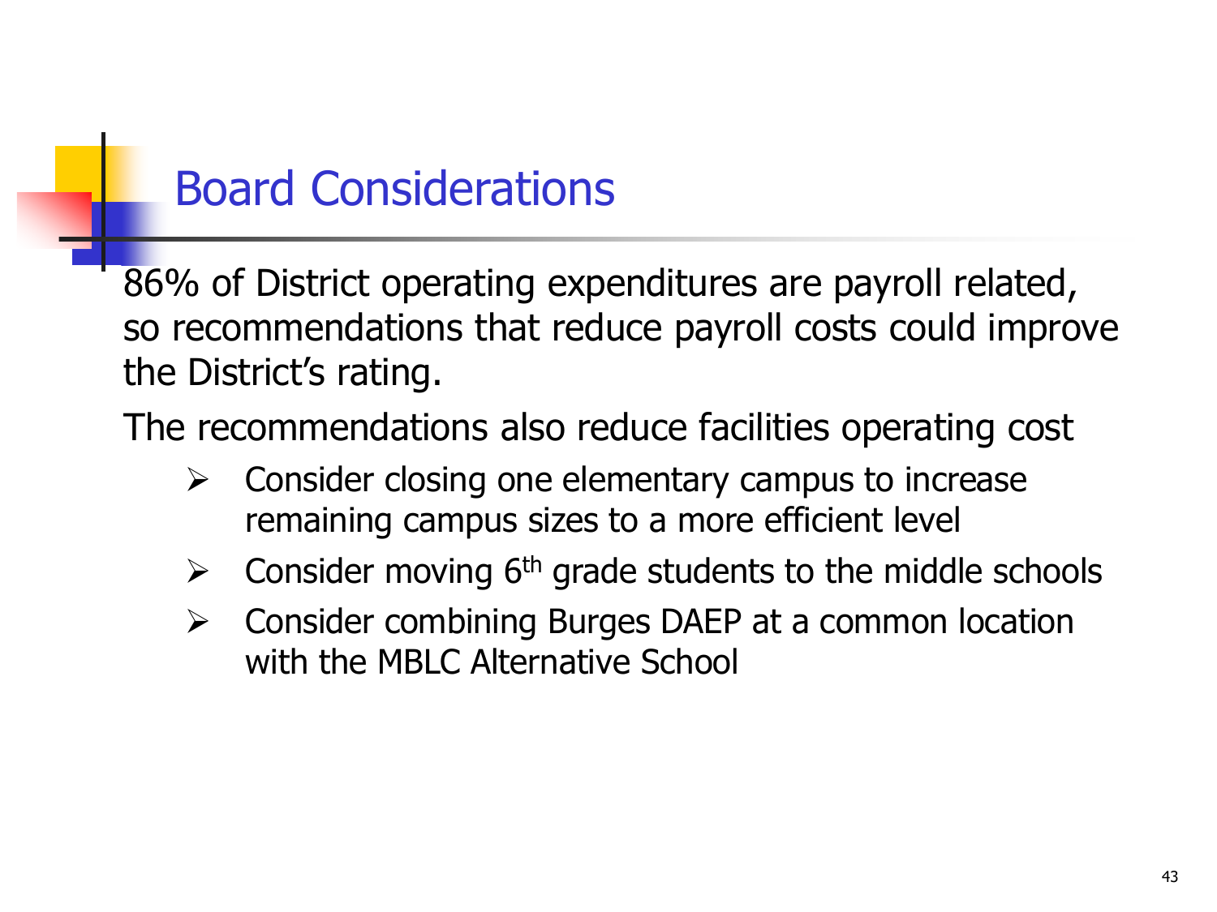# Board Considerations

86% of District operating expenditures are payroll related, so recommendations that reduce payroll costs could improve the District's rating.

The recommendations also reduce facilities operating cost

- Consider closing one elementary campus to increase remaining campus sizes to a more efficient level
- Consider moving 6th grade students to the middle schools
- Consider combining Burges DAEP at a common location with the MBLC Alternative School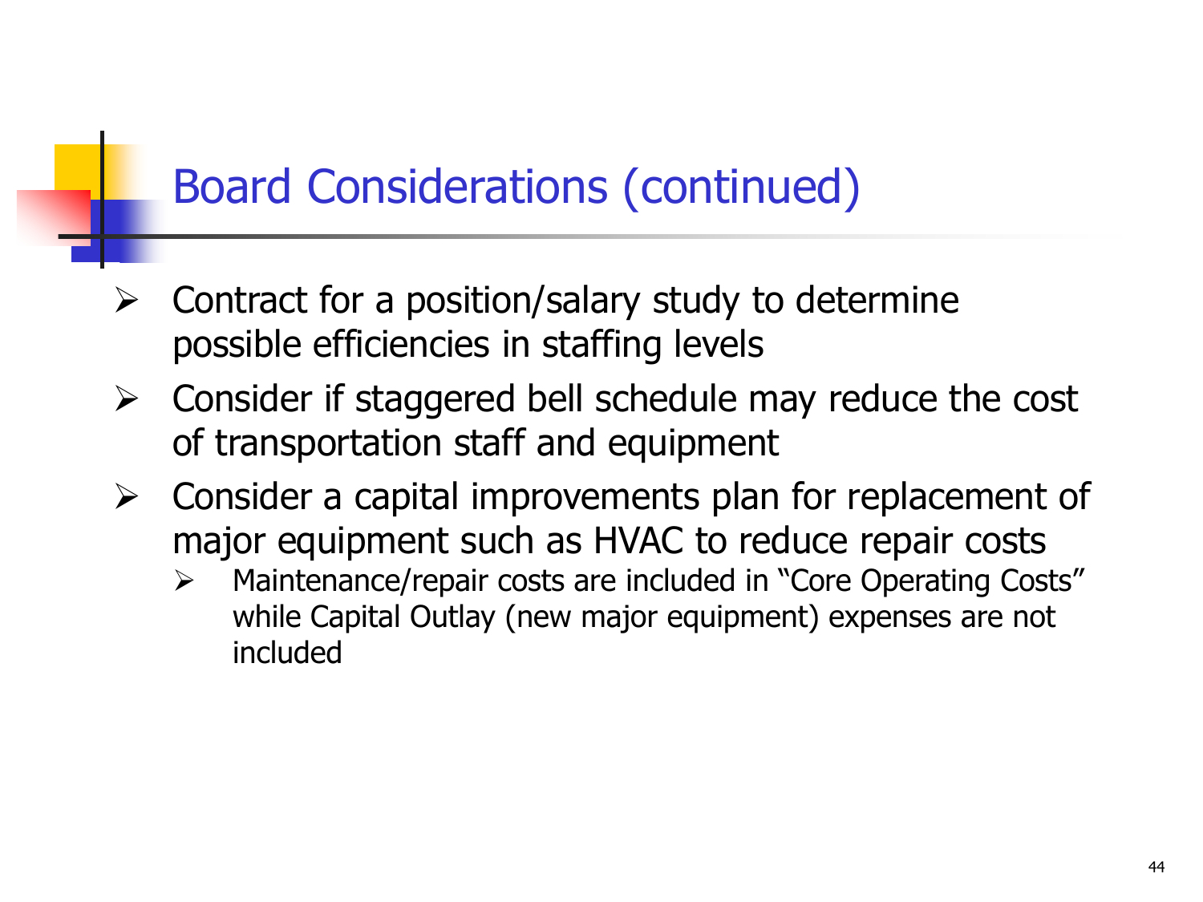# Board Considerations (continued)

- Contract for a position/salary study to determine possible efficiencies in staffing levels
- Consider if staggered bell schedule may reduce the cost of transportation staff and equipment
- Consider a capital improvements plan for replacement of major equipment such as HVAC to reduce repair costs
  - Maintenance/repair costs are included in "Core Operating Costs" while Capital Outlay (new major equipment) expenses are not included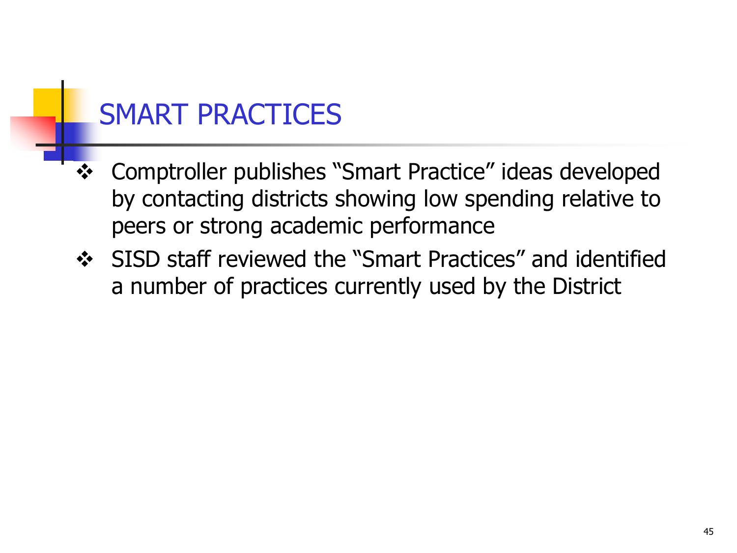# SMART PRACTICES

- Comptroller publishes "Smart Practice" ideas developed by contacting districts showing low spending relative to peers or strong academic performance
- SISD staff reviewed the "Smart Practices" and identified a number of practices currently used by the District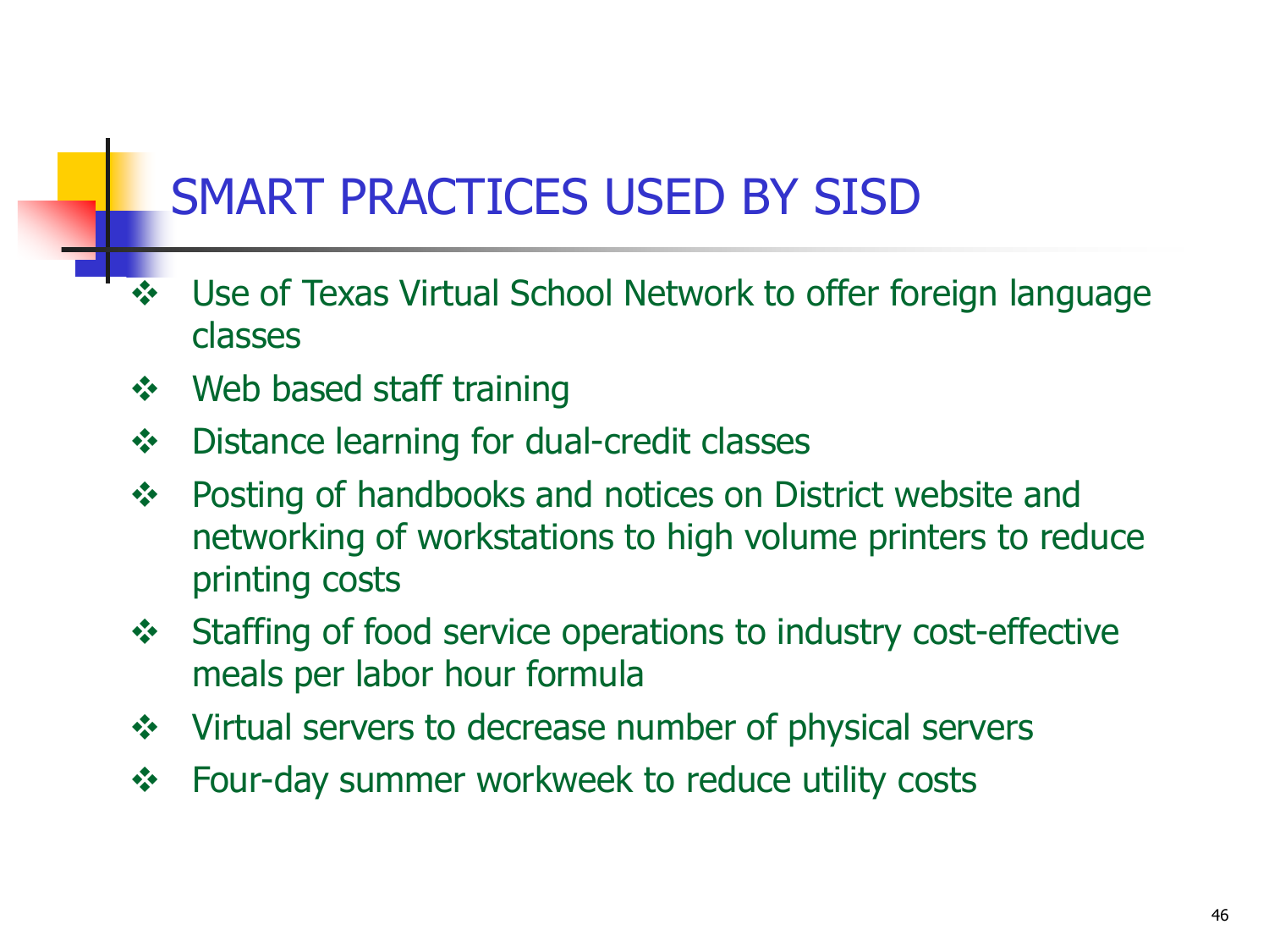# SMART PRACTICES USED BY SISD

- Use of Texas Virtual School Network to offer foreign language classes
- Web based staff training
- Distance learning for dual-credit classes
- Posting of handbooks and notices on District website and networking of workstations to high volume printers to reduce printing costs
- Staffing of food service operations to industry cost-effective meals per labor hour formula
- Virtual servers to decrease number of physical servers
- Four-day summer workweek to reduce utility costs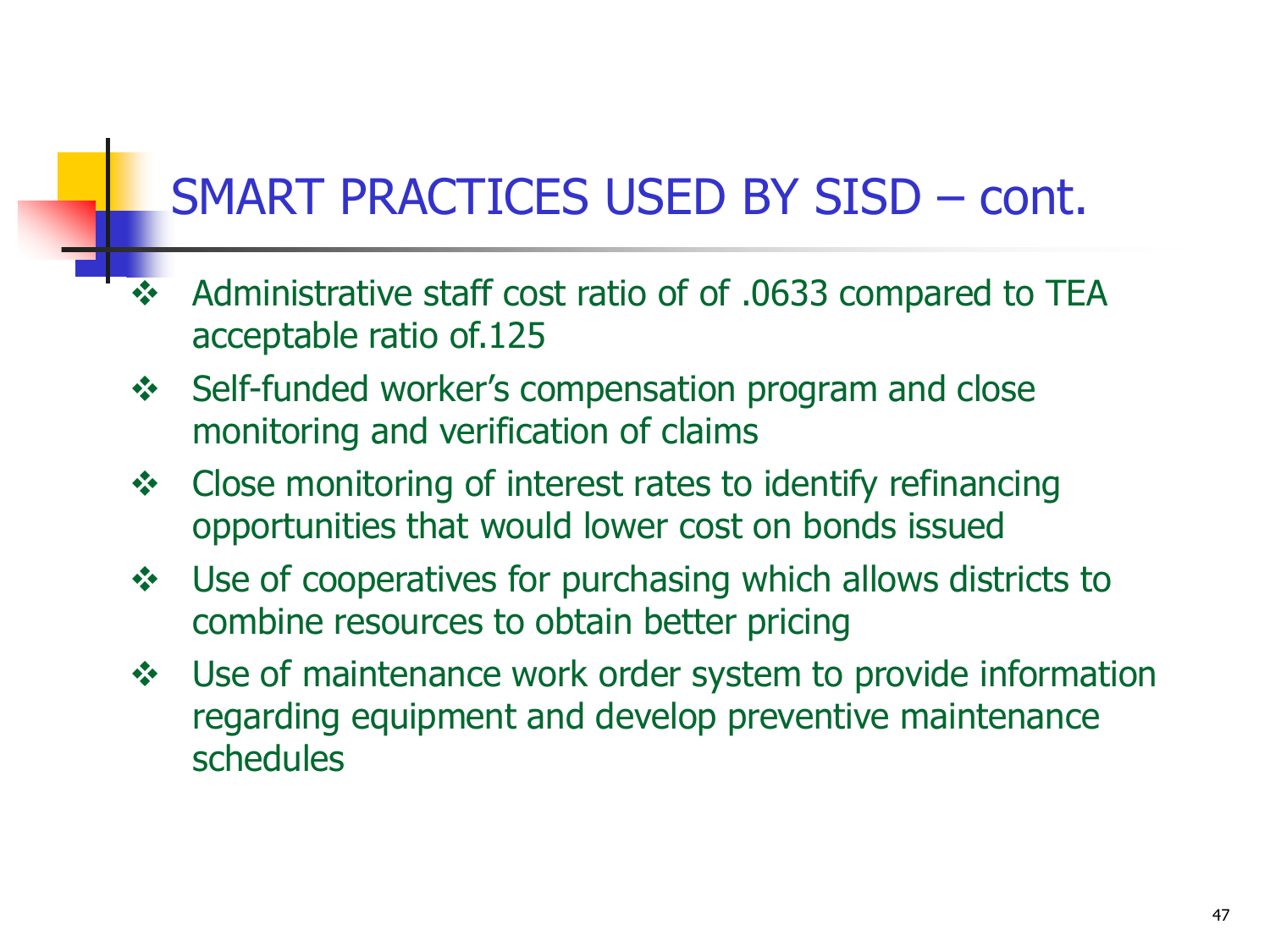# SMART PRACTICES USED BY SISD – cont.

- Administrative staff cost ratio of of .0633 compared to TEA acceptable ratio of.125
- Self-funded worker's compensation program and close monitoring and verification of claims
- Close monitoring of interest rates to identify refinancing opportunities that would lower cost on bonds issued
- Use of cooperatives for purchasing which allows districts to combine resources to obtain better pricing
- Use of maintenance work order system to provide information regarding equipment and develop preventive maintenance schedules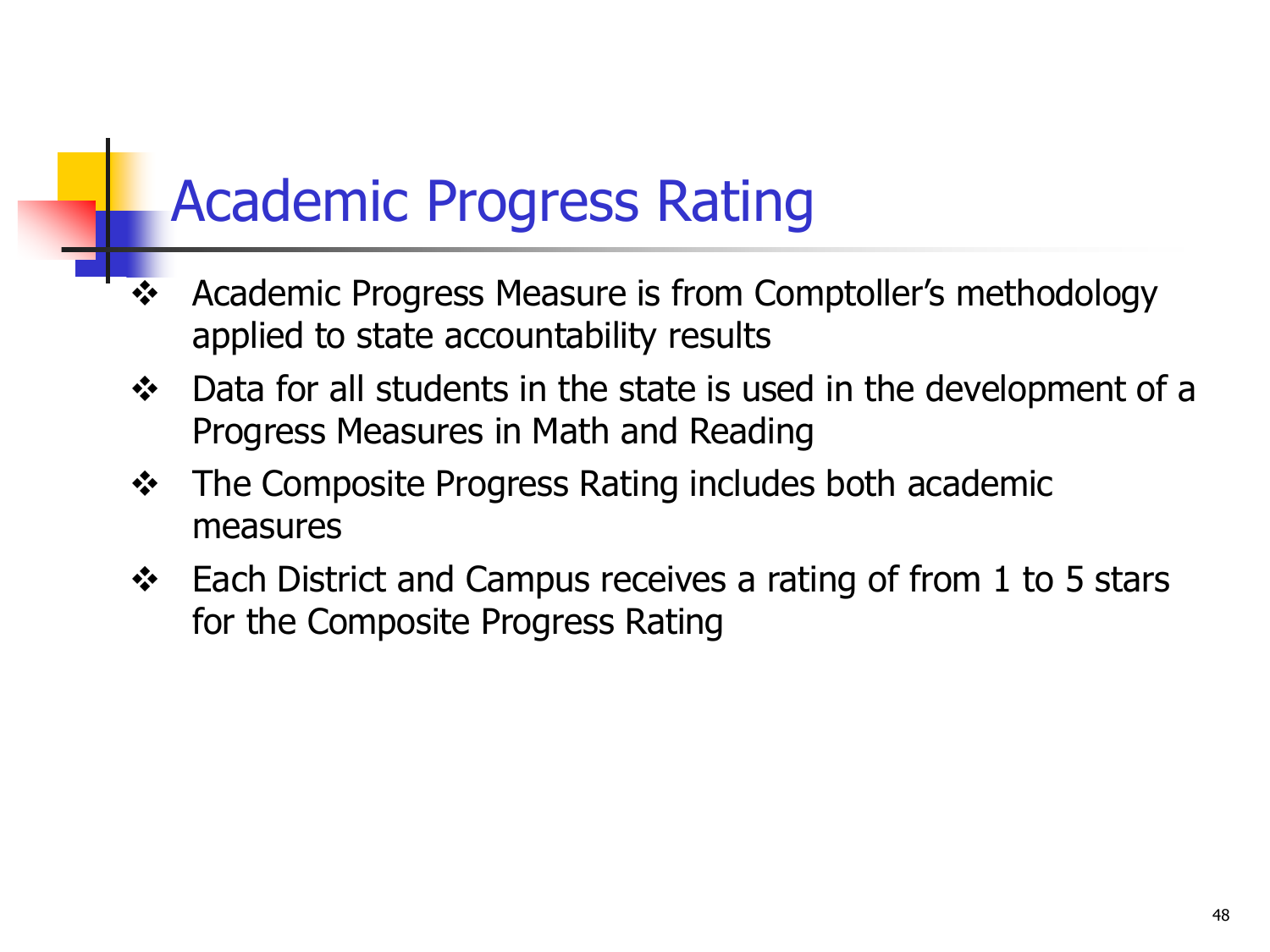# Academic Progress Rating

- Academic Progress Measure is from Comptoller's methodology applied to state accountability results
- Data for all students in the state is used in the development of a Progress Measures in Math and Reading
- The Composite Progress Rating includes both academic measures
- Each District and Campus receives a rating of from 1 to 5 stars for the Composite Progress Rating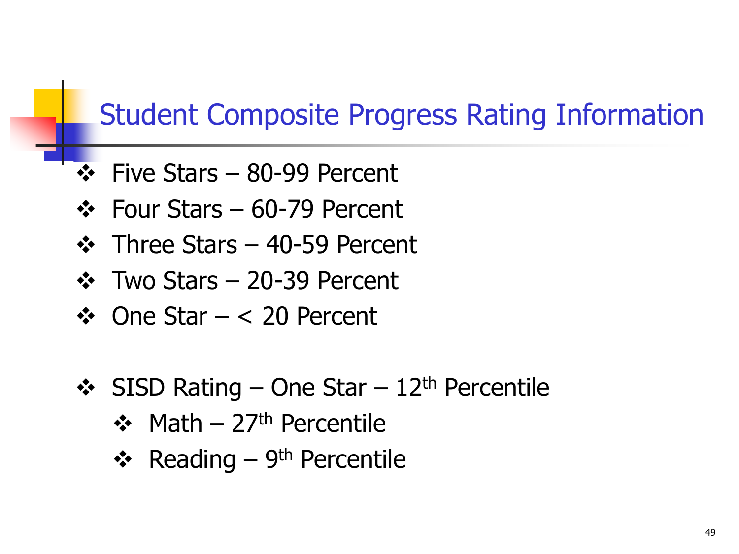# Student Composite Progress Rating Information

- Five Stars – 80-99 Percent
- Four Stars – 60-79 Percent
- Three Stars – 40-59 Percent
- Two Stars – 20-39 Percent
- One Star – < 20 Percent

- SISD Rating – One Star – 12th Percentile
  - Math – 27th Percentile
  - Reading – 9th Percentile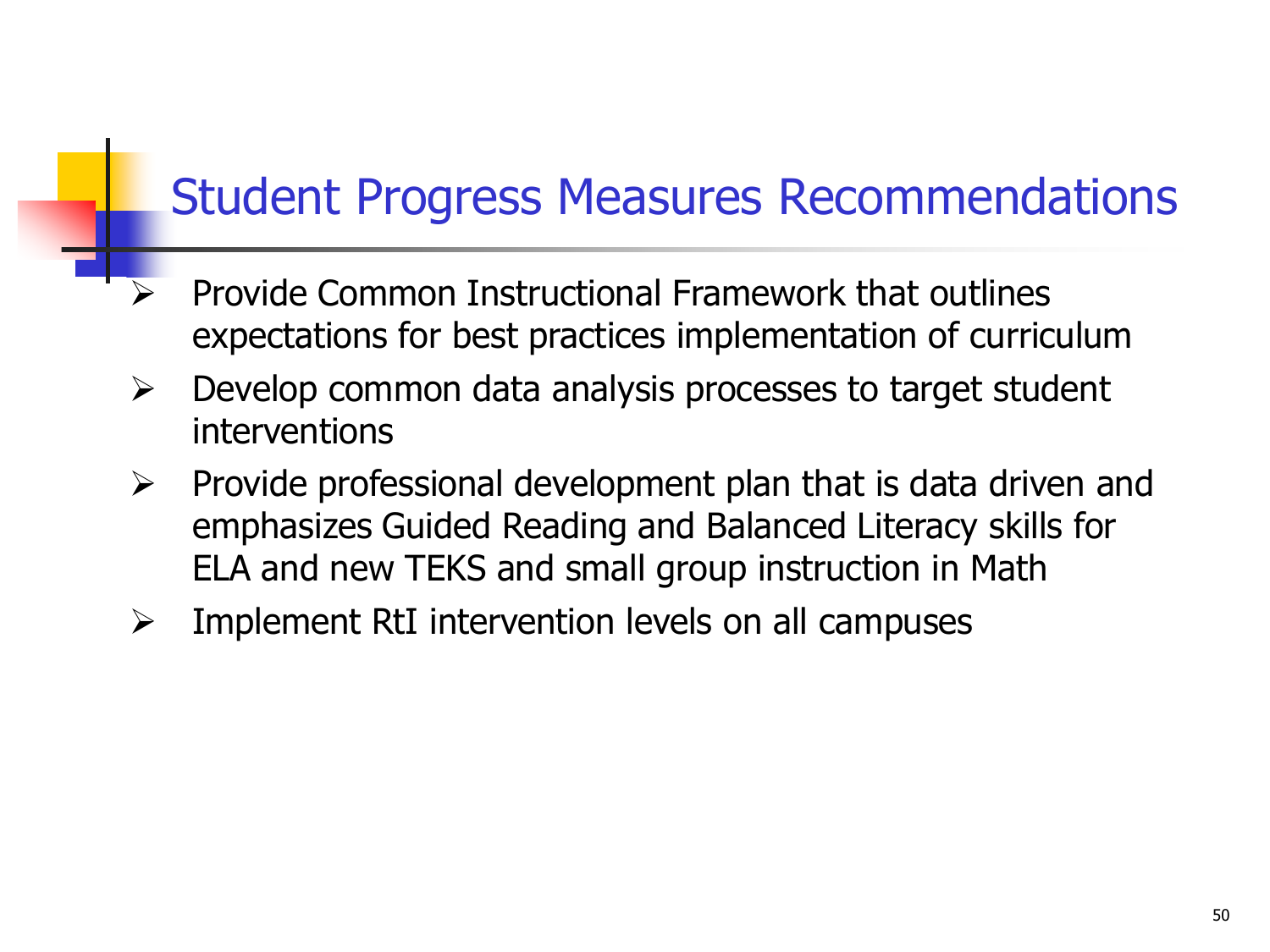# Student Progress Measures Recommendations

- Provide Common Instructional Framework that outlines expectations for best practices implementation of curriculum
- Develop common data analysis processes to target student interventions
- Provide professional development plan that is data driven and emphasizes Guided Reading and Balanced Literacy skills for ELA and new TEKS and small group instruction in Math
- Implement RtI intervention levels on all campuses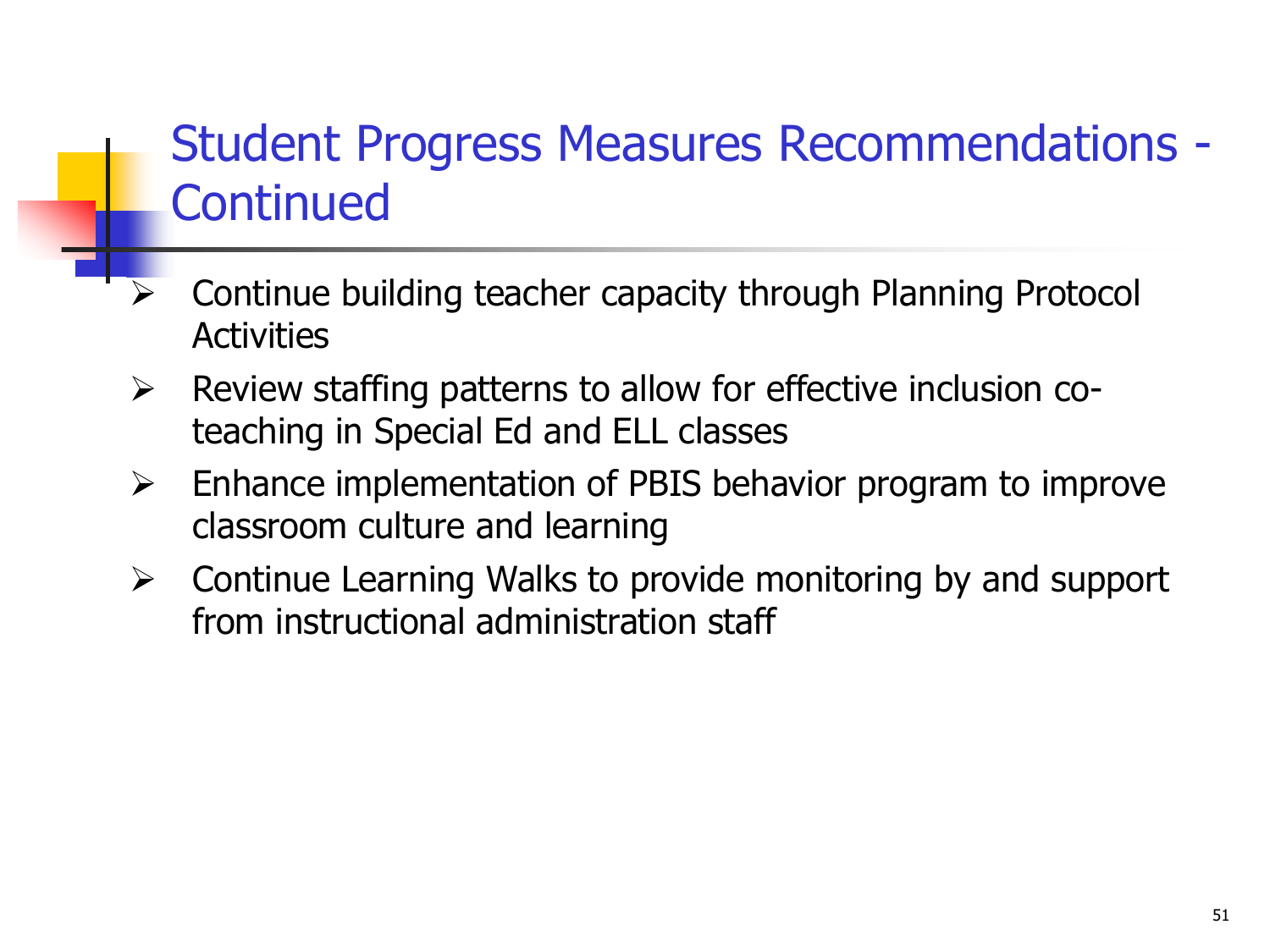# Student Progress Measures Recommendations - Continued

- Continue building teacher capacity through Planning Protocol Activities
- Review staffing patterns to allow for effective inclusion co-teaching in Special Ed and ELL classes
- Enhance implementation of PBIS behavior program to improve classroom culture and learning
- Continue Learning Walks to provide monitoring by and support from instructional administration staff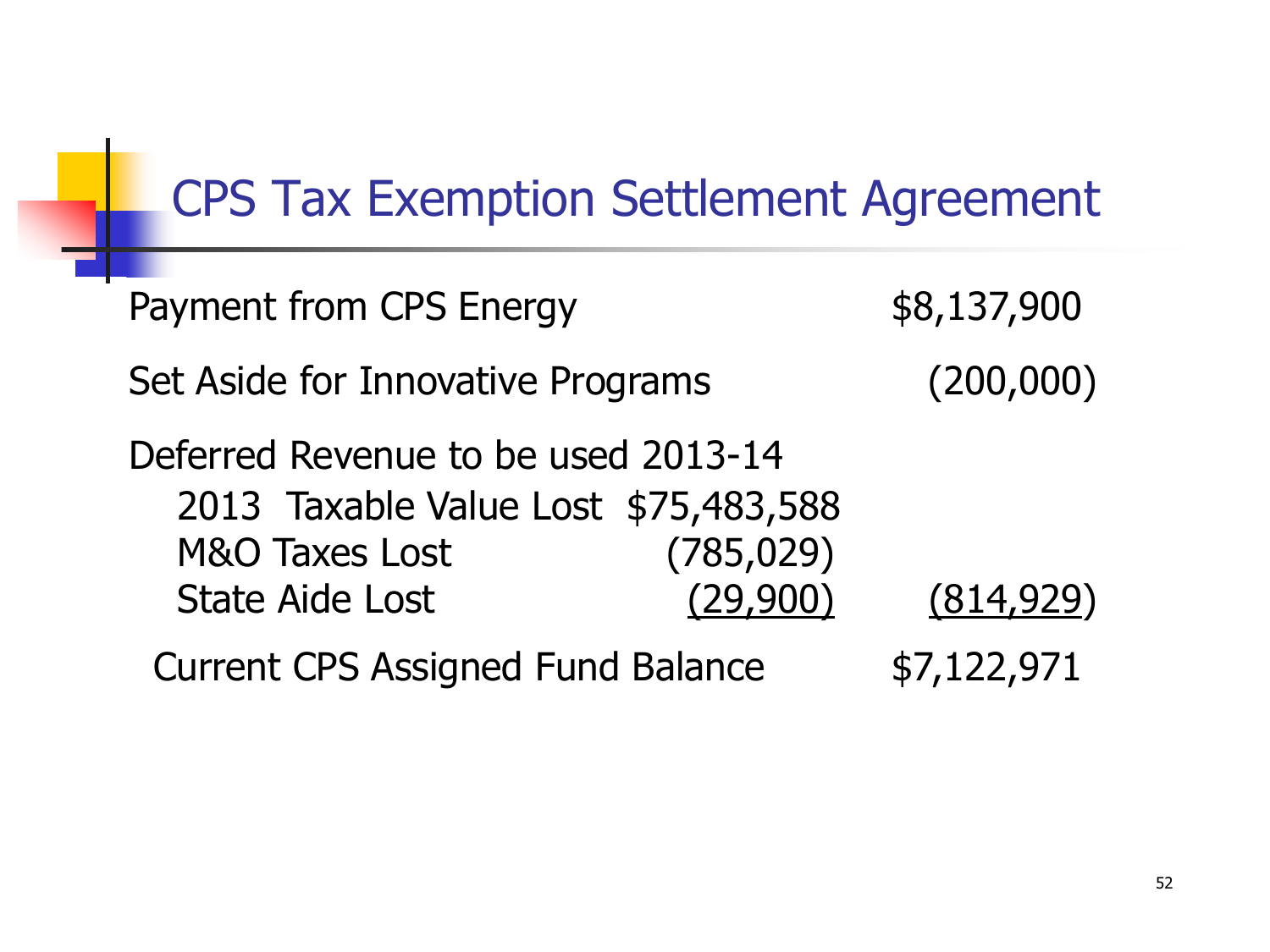# CPS Tax Exemption Settlement Agreement

| | | |
|---|---|---|
| Payment from CPS Energy | | $8,137,900 |
| Set Aside for Innovative Programs | | (200,000) |
| Deferred Revenue to be used 2013-14 | | |
| 2013 Taxable Value Lost | $75,483,588 | |
| M&O Taxes Lost | (785,029) | |
| State Aide Lost | (29,900) | (814,929) |
| Current CPS Assigned Fund Balance | | $7,122,971 |